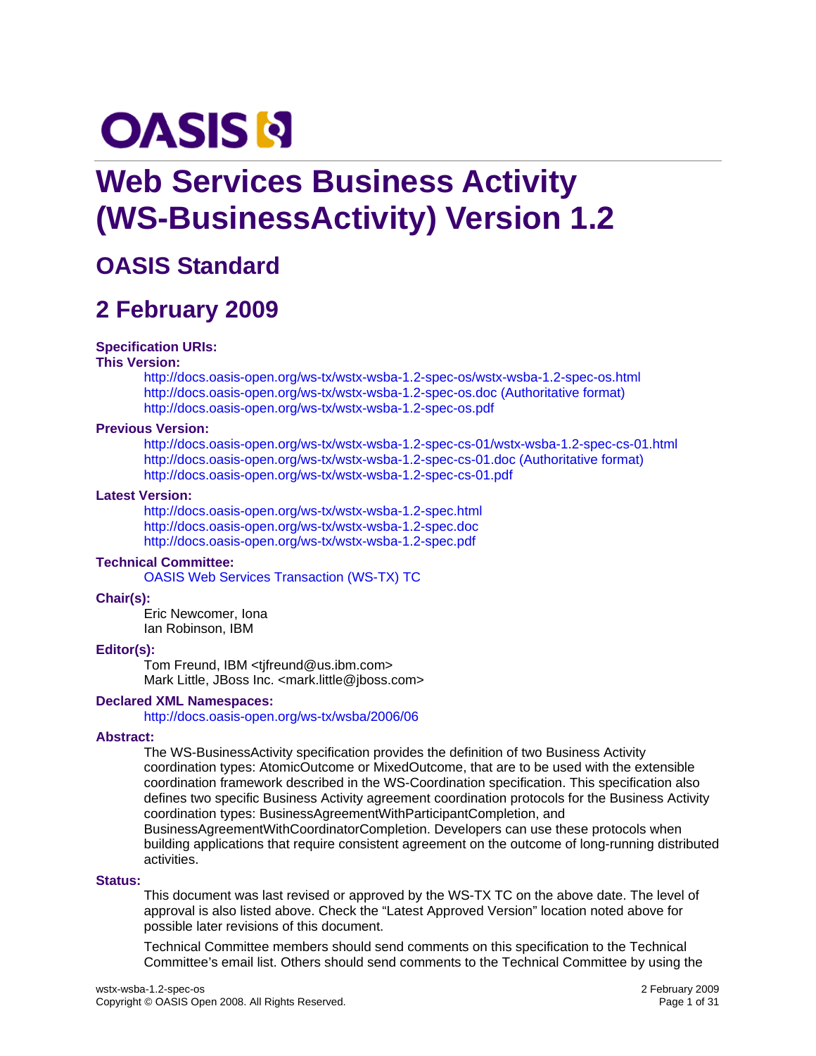OASIS

# Web Services Business Activity (WS-BusinessActivity) Version 1.2

## OASIS Standard

## 2 February 2009

**Specification URIs:**

**This Version:**

http://docs.oasis-open.org/ws-tx/wstx-wsba-1.2-spec-os/wstx-wsba-1.2-spec-os.html
http://docs.oasis-open.org/ws-tx/wstx-wsba-1.2-spec-os.doc (Authoritative format)
http://docs.oasis-open.org/ws-tx/wstx-wsba-1.2-spec-os.pdf

**Previous Version:**

http://docs.oasis-open.org/ws-tx/wstx-wsba-1.2-spec-cs-01/wstx-wsba-1.2-spec-cs-01.html
http://docs.oasis-open.org/ws-tx/wstx-wsba-1.2-spec-cs-01.doc (Authoritative format)
http://docs.oasis-open.org/ws-tx/wstx-wsba-1.2-spec-cs-01.pdf

**Latest Version:**

http://docs.oasis-open.org/ws-tx/wstx-wsba-1.2-spec.html
http://docs.oasis-open.org/ws-tx/wstx-wsba-1.2-spec.doc
http://docs.oasis-open.org/ws-tx/wstx-wsba-1.2-spec.pdf

**Technical Committee:**

OASIS Web Services Transaction (WS-TX) TC

**Chair(s):**

Eric Newcomer, Iona
Ian Robinson, IBM

**Editor(s):**

Tom Freund, IBM <tjfreund@us.ibm.com>
Mark Little, JBoss Inc. <mark.little@jboss.com>

**Declared XML Namespaces:**

http://docs.oasis-open.org/ws-tx/wsba/2006/06

**Abstract:**

The WS-BusinessActivity specification provides the definition of two Business Activity coordination types: AtomicOutcome or MixedOutcome, that are to be used with the extensible coordination framework described in the WS-Coordination specification. This specification also defines two specific Business Activity agreement coordination protocols for the Business Activity coordination types: BusinessAgreementWithParticipantCompletion, and BusinessAgreementWithCoordinatorCompletion. Developers can use these protocols when building applications that require consistent agreement on the outcome of long-running distributed activities.

**Status:**

This document was last revised or approved by the WS-TX TC on the above date. The level of approval is also listed above. Check the "Latest Approved Version" location noted above for possible later revisions of this document.

Technical Committee members should send comments on this specification to the Technical Committee's email list. Others should send comments to the Technical Committee by using the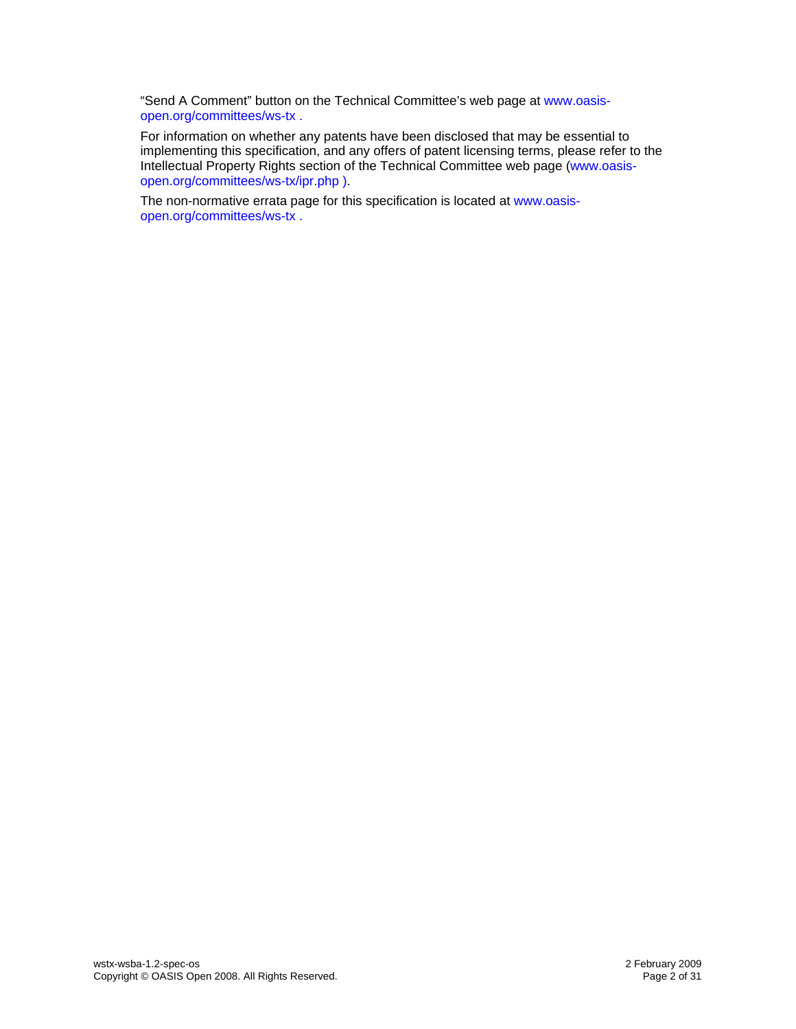"Send A Comment" button on the Technical Committee's web page at www.oasis-open.org/committees/ws-tx .

For information on whether any patents have been disclosed that may be essential to implementing this specification, and any offers of patent licensing terms, please refer to the Intellectual Property Rights section of the Technical Committee web page (www.oasis-open.org/committees/ws-tx/ipr.php ).

The non-normative errata page for this specification is located at www.oasis-open.org/committees/ws-tx .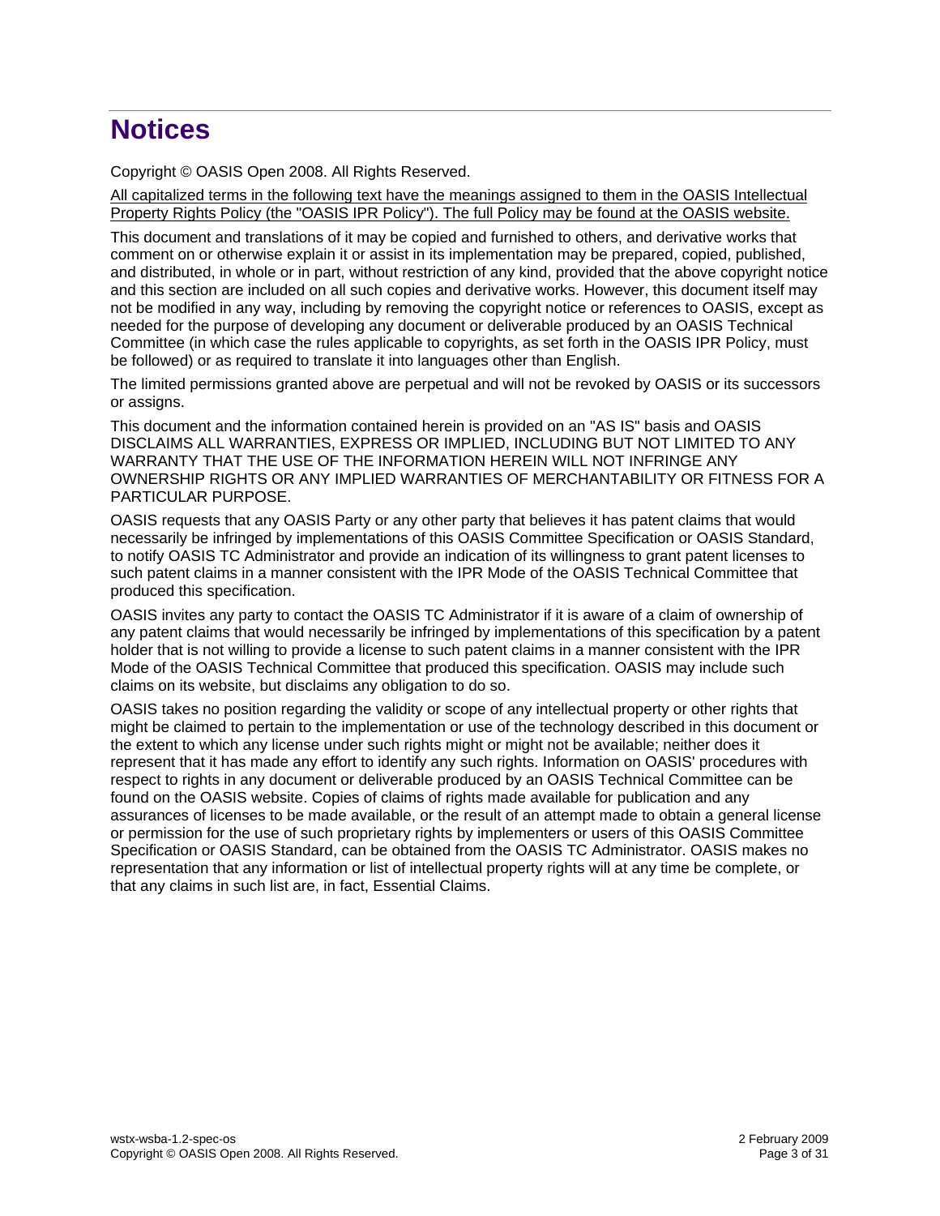# Notices

Copyright © OASIS Open 2008. All Rights Reserved.

All capitalized terms in the following text have the meanings assigned to them in the OASIS Intellectual Property Rights Policy (the "OASIS IPR Policy"). The full Policy may be found at the OASIS website.

This document and translations of it may be copied and furnished to others, and derivative works that comment on or otherwise explain it or assist in its implementation may be prepared, copied, published, and distributed, in whole or in part, without restriction of any kind, provided that the above copyright notice and this section are included on all such copies and derivative works. However, this document itself may not be modified in any way, including by removing the copyright notice or references to OASIS, except as needed for the purpose of developing any document or deliverable produced by an OASIS Technical Committee (in which case the rules applicable to copyrights, as set forth in the OASIS IPR Policy, must be followed) or as required to translate it into languages other than English.

The limited permissions granted above are perpetual and will not be revoked by OASIS or its successors or assigns.

This document and the information contained herein is provided on an "AS IS" basis and OASIS DISCLAIMS ALL WARRANTIES, EXPRESS OR IMPLIED, INCLUDING BUT NOT LIMITED TO ANY WARRANTY THAT THE USE OF THE INFORMATION HEREIN WILL NOT INFRINGE ANY OWNERSHIP RIGHTS OR ANY IMPLIED WARRANTIES OF MERCHANTABILITY OR FITNESS FOR A PARTICULAR PURPOSE.

OASIS requests that any OASIS Party or any other party that believes it has patent claims that would necessarily be infringed by implementations of this OASIS Committee Specification or OASIS Standard, to notify OASIS TC Administrator and provide an indication of its willingness to grant patent licenses to such patent claims in a manner consistent with the IPR Mode of the OASIS Technical Committee that produced this specification.

OASIS invites any party to contact the OASIS TC Administrator if it is aware of a claim of ownership of any patent claims that would necessarily be infringed by implementations of this specification by a patent holder that is not willing to provide a license to such patent claims in a manner consistent with the IPR Mode of the OASIS Technical Committee that produced this specification. OASIS may include such claims on its website, but disclaims any obligation to do so.

OASIS takes no position regarding the validity or scope of any intellectual property or other rights that might be claimed to pertain to the implementation or use of the technology described in this document or the extent to which any license under such rights might or might not be available; neither does it represent that it has made any effort to identify any such rights. Information on OASIS' procedures with respect to rights in any document or deliverable produced by an OASIS Technical Committee can be found on the OASIS website. Copies of claims of rights made available for publication and any assurances of licenses to be made available, or the result of an attempt made to obtain a general license or permission for the use of such proprietary rights by implementers or users of this OASIS Committee Specification or OASIS Standard, can be obtained from the OASIS TC Administrator. OASIS makes no representation that any information or list of intellectual property rights will at any time be complete, or that any claims in such list are, in fact, Essential Claims.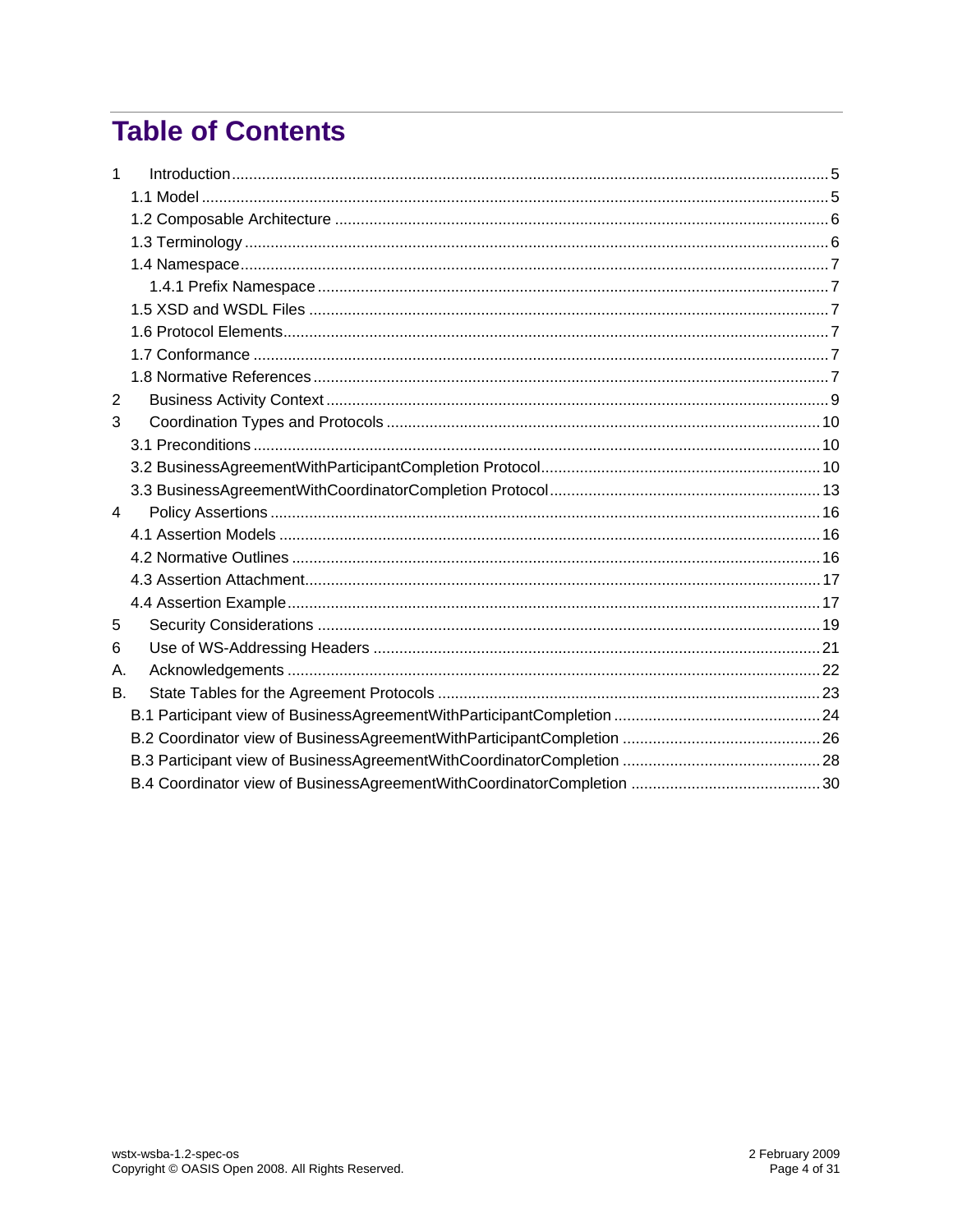# Table of Contents

1 Introduction ........ 5
- 1.1 Model ........ 5
- 1.2 Composable Architecture ........ 6
- 1.3 Terminology ........ 6
- 1.4 Namespace ........ 7
  - 1.4.1 Prefix Namespace ........ 7
- 1.5 XSD and WSDL Files ........ 7
- 1.6 Protocol Elements ........ 7
- 1.7 Conformance ........ 7
- 1.8 Normative References ........ 7

2 Business Activity Context ........ 9

3 Coordination Types and Protocols ........ 10
- 3.1 Preconditions ........ 10
- 3.2 BusinessAgreementWithParticipantCompletion Protocol ........ 10
- 3.3 BusinessAgreementWithCoordinatorCompletion Protocol ........ 13

4 Policy Assertions ........ 16
- 4.1 Assertion Models ........ 16
- 4.2 Normative Outlines ........ 16
- 4.3 Assertion Attachment ........ 17
- 4.4 Assertion Example ........ 17

5 Security Considerations ........ 19

6 Use of WS-Addressing Headers ........ 21

A. Acknowledgements ........ 22

B. State Tables for the Agreement Protocols ........ 23
- B.1 Participant view of BusinessAgreementWithParticipantCompletion ........ 24
- B.2 Coordinator view of BusinessAgreementWithParticipantCompletion ........ 26
- B.3 Participant view of BusinessAgreementWithCoordinatorCompletion ........ 28
- B.4 Coordinator view of BusinessAgreementWithCoordinatorCompletion ........ 30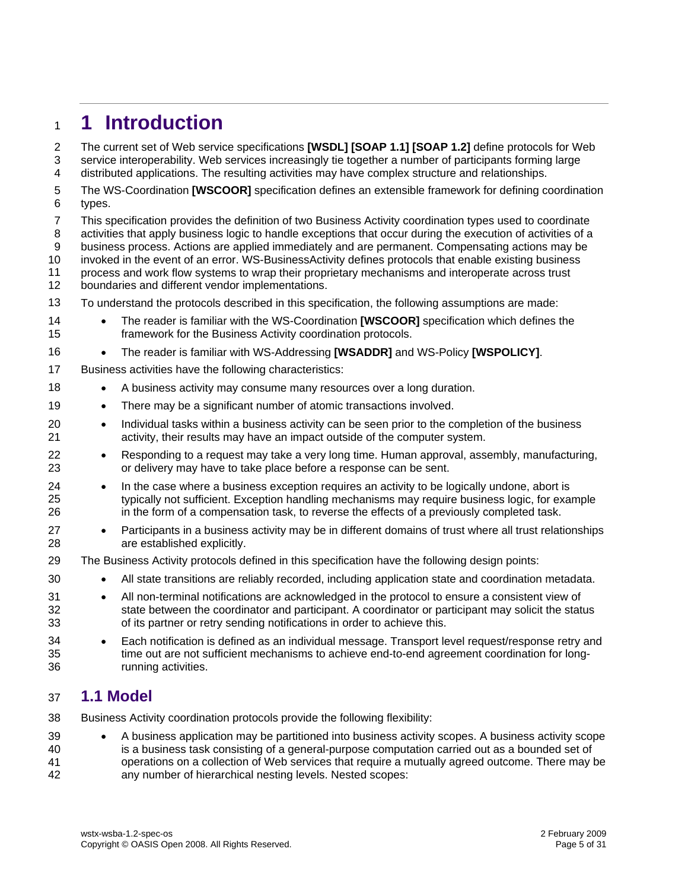# 1 Introduction

The current set of Web service specifications **[WSDL] [SOAP 1.1] [SOAP 1.2]** define protocols for Web service interoperability. Web services increasingly tie together a number of participants forming large distributed applications. The resulting activities may have complex structure and relationships.

The WS-Coordination **[WSCOOR]** specification defines an extensible framework for defining coordination types.

This specification provides the definition of two Business Activity coordination types used to coordinate activities that apply business logic to handle exceptions that occur during the execution of activities of a business process. Actions are applied immediately and are permanent. Compensating actions may be invoked in the event of an error. WS-BusinessActivity defines protocols that enable existing business process and work flow systems to wrap their proprietary mechanisms and interoperate across trust boundaries and different vendor implementations.

To understand the protocols described in this specification, the following assumptions are made:

- The reader is familiar with the WS-Coordination **[WSCOOR]** specification which defines the framework for the Business Activity coordination protocols.
- The reader is familiar with WS-Addressing **[WSADDR]** and WS-Policy **[WSPOLICY]**.

Business activities have the following characteristics:

- A business activity may consume many resources over a long duration.
- There may be a significant number of atomic transactions involved.
- Individual tasks within a business activity can be seen prior to the completion of the business activity, their results may have an impact outside of the computer system.
- Responding to a request may take a very long time. Human approval, assembly, manufacturing, or delivery may have to take place before a response can be sent.
- In the case where a business exception requires an activity to be logically undone, abort is typically not sufficient. Exception handling mechanisms may require business logic, for example in the form of a compensation task, to reverse the effects of a previously completed task.
- Participants in a business activity may be in different domains of trust where all trust relationships are established explicitly.

The Business Activity protocols defined in this specification have the following design points:

- All state transitions are reliably recorded, including application state and coordination metadata.
- All non-terminal notifications are acknowledged in the protocol to ensure a consistent view of state between the coordinator and participant. A coordinator or participant may solicit the status of its partner or retry sending notifications in order to achieve this.
- Each notification is defined as an individual message. Transport level request/response retry and time out are not sufficient mechanisms to achieve end-to-end agreement coordination for long-running activities.

## 1.1 Model

Business Activity coordination protocols provide the following flexibility:

- A business application may be partitioned into business activity scopes. A business activity scope is a business task consisting of a general-purpose computation carried out as a bounded set of operations on a collection of Web services that require a mutually agreed outcome. There may be any number of hierarchical nesting levels. Nested scopes: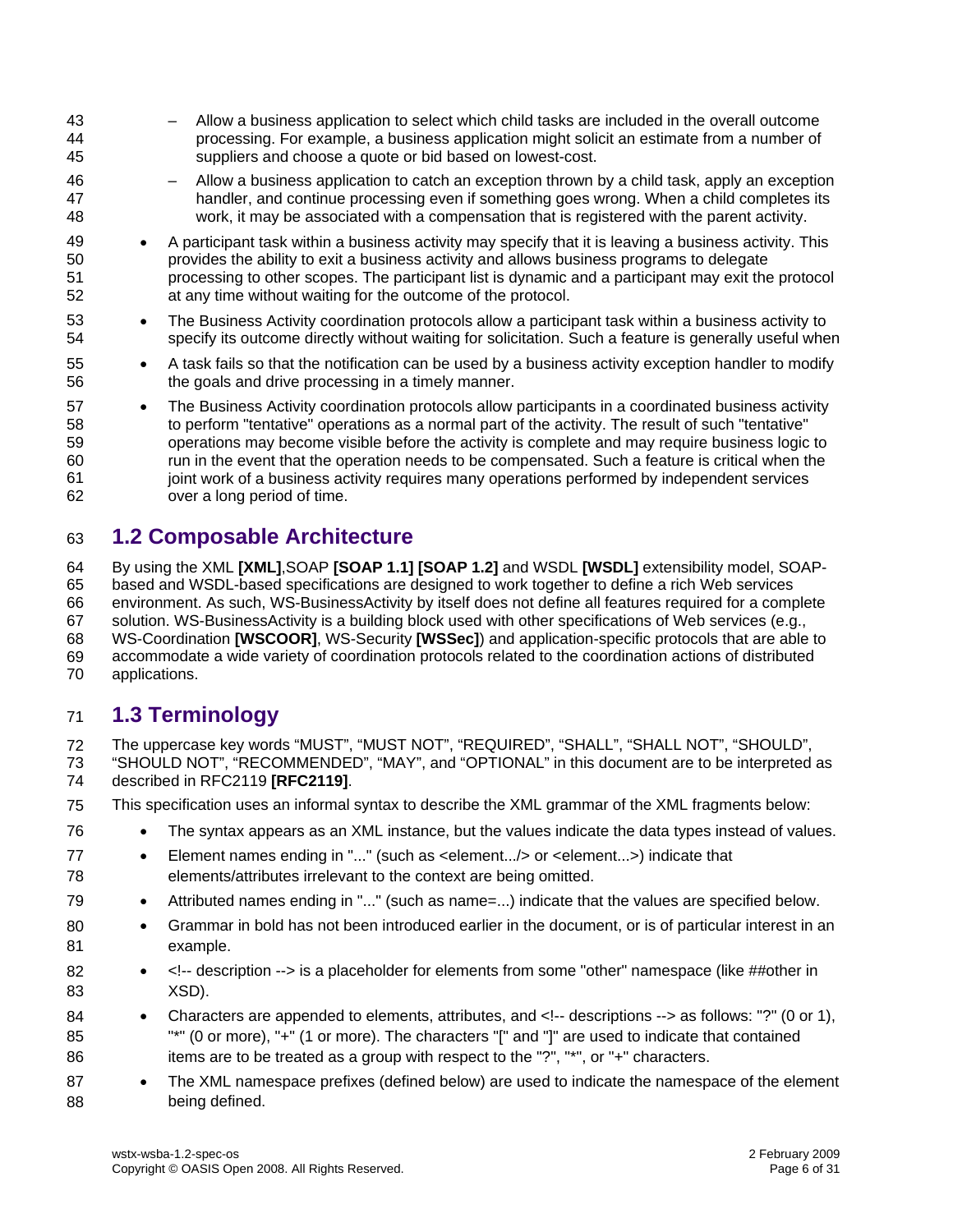- Allow a business application to select which child tasks are included in the overall outcome processing. For example, a business application might solicit an estimate from a number of suppliers and choose a quote or bid based on lowest-cost.
- Allow a business application to catch an exception thrown by a child task, apply an exception handler, and continue processing even if something goes wrong. When a child completes its work, it may be associated with a compensation that is registered with the parent activity.

- A participant task within a business activity may specify that it is leaving a business activity. This provides the ability to exit a business activity and allows business programs to delegate processing to other scopes. The participant list is dynamic and a participant may exit the protocol at any time without waiting for the outcome of the protocol.
- The Business Activity coordination protocols allow a participant task within a business activity to specify its outcome directly without waiting for solicitation. Such a feature is generally useful when
- A task fails so that the notification can be used by a business activity exception handler to modify the goals and drive processing in a timely manner.
- The Business Activity coordination protocols allow participants in a coordinated business activity to perform "tentative" operations as a normal part of the activity. The result of such "tentative" operations may become visible before the activity is complete and may require business logic to run in the event that the operation needs to be compensated. Such a feature is critical when the joint work of a business activity requires many operations performed by independent services over a long period of time.

## 1.2 Composable Architecture

By using the XML **[XML]**,SOAP **[SOAP 1.1] [SOAP 1.2]** and WSDL **[WSDL]** extensibility model, SOAP-based and WSDL-based specifications are designed to work together to define a rich Web services environment. As such, WS-BusinessActivity by itself does not define all features required for a complete solution. WS-BusinessActivity is a building block used with other specifications of Web services (e.g., WS-Coordination **[WSCOOR]**, WS-Security **[WSSec]**) and application-specific protocols that are able to accommodate a wide variety of coordination protocols related to the coordination actions of distributed applications.

## 1.3 Terminology

The uppercase key words “MUST”, “MUST NOT”, “REQUIRED”, “SHALL”, “SHALL NOT”, “SHOULD”, “SHOULD NOT”, “RECOMMENDED”, “MAY”, and “OPTIONAL” in this document are to be interpreted as described in RFC2119 **[RFC2119]**.

This specification uses an informal syntax to describe the XML grammar of the XML fragments below:

- The syntax appears as an XML instance, but the values indicate the data types instead of values.
- Element names ending in "..." (such as <element.../> or <element...>) indicate that elements/attributes irrelevant to the context are being omitted.
- Attributed names ending in "..." (such as name=...) indicate that the values are specified below.
- Grammar in bold has not been introduced earlier in the document, or is of particular interest in an example.
- <!-- description --> is a placeholder for elements from some "other" namespace (like ##other in XSD).
- Characters are appended to elements, attributes, and <!-- descriptions --> as follows: "?" (0 or 1), "*" (0 or more), "+" (1 or more). The characters "[" and "]" are used to indicate that contained items are to be treated as a group with respect to the "?", "*", or "+" characters.
- The XML namespace prefixes (defined below) are used to indicate the namespace of the element being defined.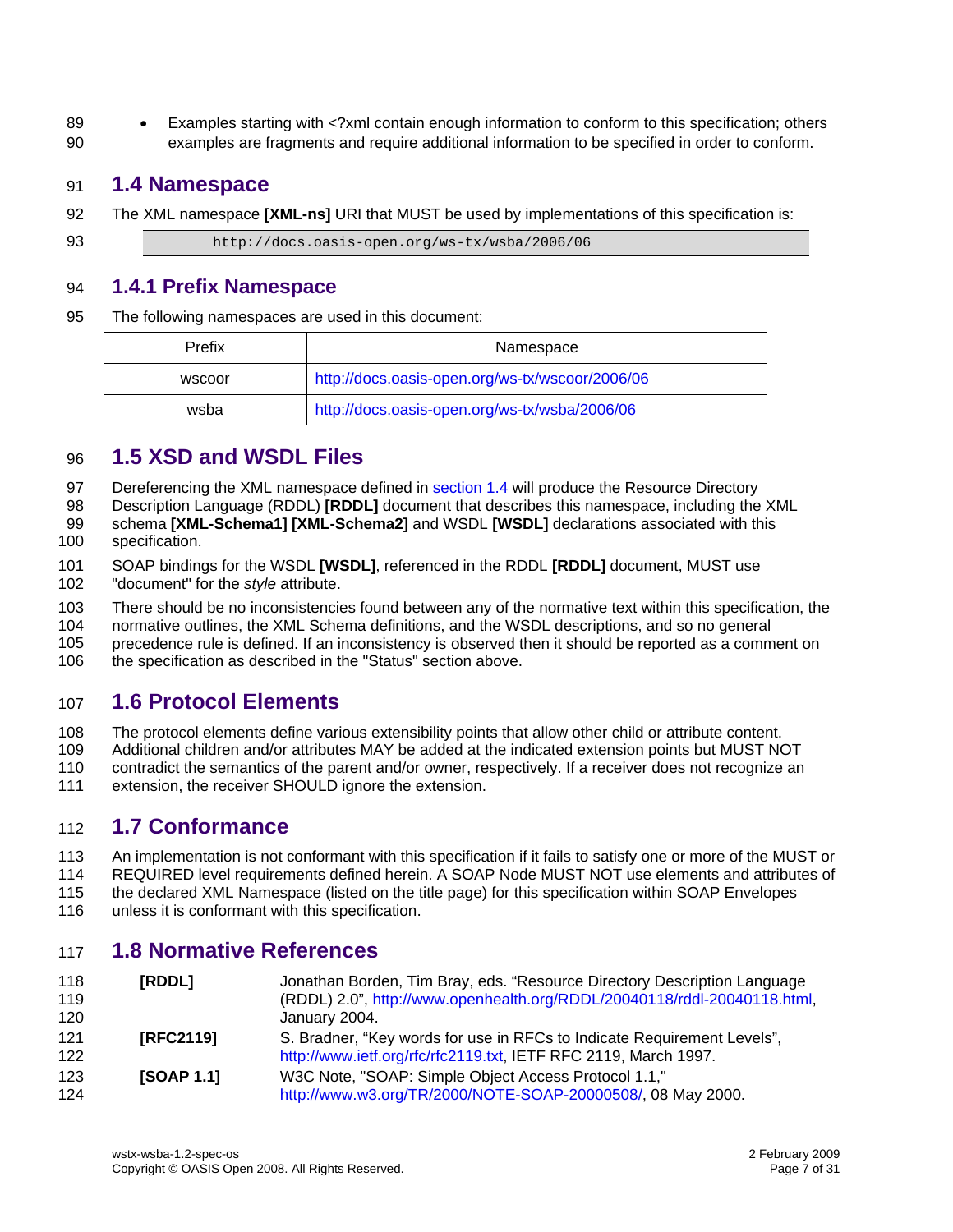- Examples starting with <?xml contain enough information to conform to this specification; others examples are fragments and require additional information to be specified in order to conform.

## 1.4 Namespace

The XML namespace **[XML-ns]** URI that MUST be used by implementations of this specification is:

```
http://docs.oasis-open.org/ws-tx/wsba/2006/06
```

### 1.4.1 Prefix Namespace

The following namespaces are used in this document:

| Prefix | Namespace |
|---|---|
| wscoor | http://docs.oasis-open.org/ws-tx/wscoor/2006/06 |
| wsba | http://docs.oasis-open.org/ws-tx/wsba/2006/06 |

## 1.5 XSD and WSDL Files

Dereferencing the XML namespace defined in section 1.4 will produce the Resource Directory Description Language (RDDL) **[RDDL]** document that describes this namespace, including the XML schema **[XML-Schema1] [XML-Schema2]** and WSDL **[WSDL]** declarations associated with this specification.

SOAP bindings for the WSDL **[WSDL]**, referenced in the RDDL **[RDDL]** document, MUST use "document" for the *style* attribute.

There should be no inconsistencies found between any of the normative text within this specification, the normative outlines, the XML Schema definitions, and the WSDL descriptions, and so no general precedence rule is defined. If an inconsistency is observed then it should be reported as a comment on the specification as described in the "Status" section above.

## 1.6 Protocol Elements

The protocol elements define various extensibility points that allow other child or attribute content. Additional children and/or attributes MAY be added at the indicated extension points but MUST NOT contradict the semantics of the parent and/or owner, respectively. If a receiver does not recognize an extension, the receiver SHOULD ignore the extension.

## 1.7 Conformance

An implementation is not conformant with this specification if it fails to satisfy one or more of the MUST or REQUIRED level requirements defined herein. A SOAP Node MUST NOT use elements and attributes of the declared XML Namespace (listed on the title page) for this specification within SOAP Envelopes unless it is conformant with this specification.

## 1.8 Normative References

**[RDDL]** Jonathan Borden, Tim Bray, eds. “Resource Directory Description Language (RDDL) 2.0”, http://www.openhealth.org/RDDL/20040118/rddl-20040118.html, January 2004.

**[RFC2119]** S. Bradner, “Key words for use in RFCs to Indicate Requirement Levels”, http://www.ietf.org/rfc/rfc2119.txt, IETF RFC 2119, March 1997.

**[SOAP 1.1]** W3C Note, "SOAP: Simple Object Access Protocol 1.1," http://www.w3.org/TR/2000/NOTE-SOAP-20000508/, 08 May 2000.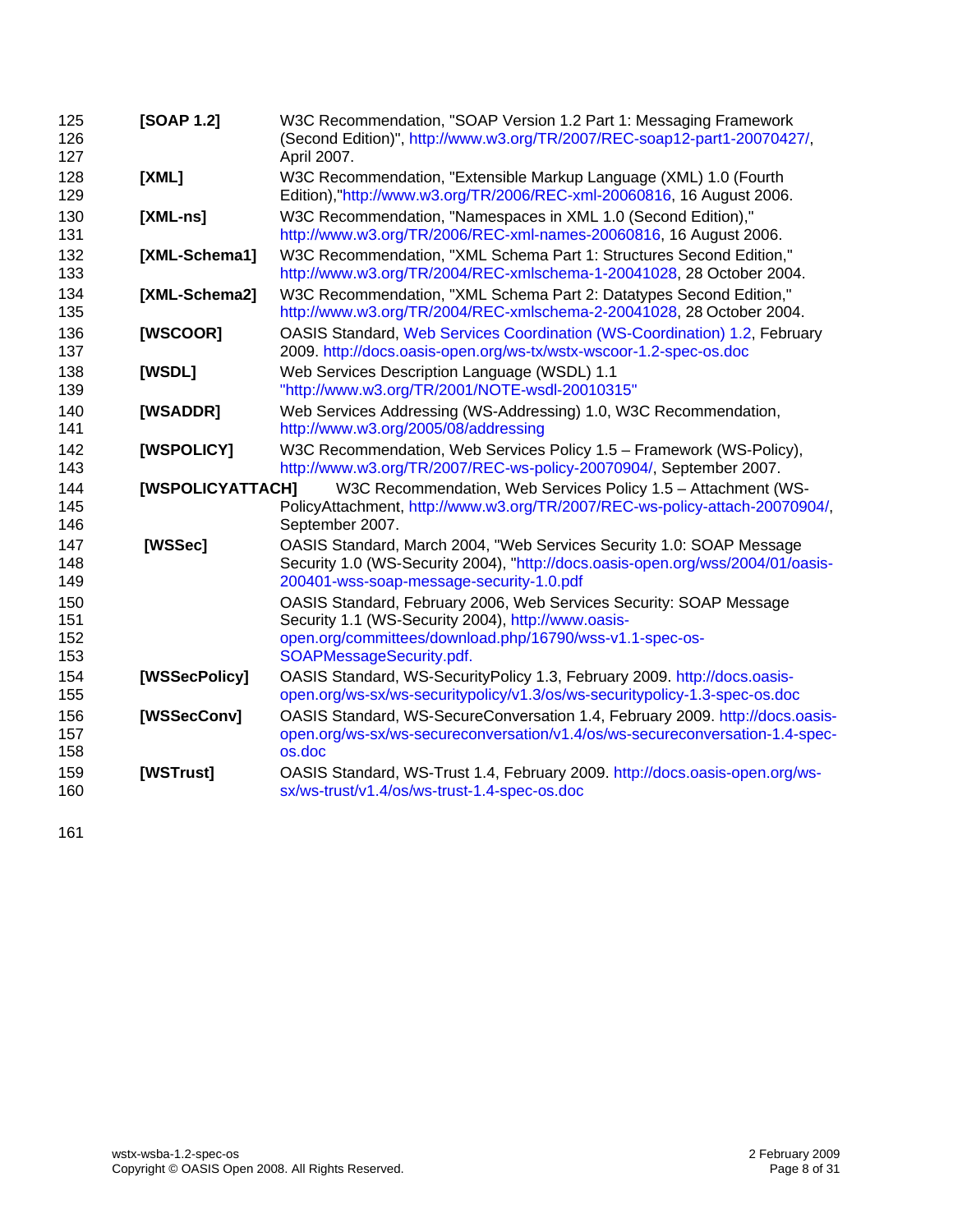**[SOAP 1.2]** W3C Recommendation, "SOAP Version 1.2 Part 1: Messaging Framework (Second Edition)", http://www.w3.org/TR/2007/REC-soap12-part1-20070427/, April 2007.

**[XML]** W3C Recommendation, "Extensible Markup Language (XML) 1.0 (Fourth Edition),"http://www.w3.org/TR/2006/REC-xml-20060816, 16 August 2006.

**[XML-ns]** W3C Recommendation, "Namespaces in XML 1.0 (Second Edition)," http://www.w3.org/TR/2006/REC-xml-names-20060816, 16 August 2006.

**[XML-Schema1]** W3C Recommendation, "XML Schema Part 1: Structures Second Edition," http://www.w3.org/TR/2004/REC-xmlschema-1-20041028, 28 October 2004.

**[XML-Schema2]** W3C Recommendation, "XML Schema Part 2: Datatypes Second Edition," http://www.w3.org/TR/2004/REC-xmlschema-2-20041028, 28 October 2004.

**[WSCOOR]** OASIS Standard, Web Services Coordination (WS-Coordination) 1.2, February 2009. http://docs.oasis-open.org/ws-tx/wstx-wscoor-1.2-spec-os.doc

**[WSDL]** Web Services Description Language (WSDL) 1.1 "http://www.w3.org/TR/2001/NOTE-wsdl-20010315"

**[WSADDR]** Web Services Addressing (WS-Addressing) 1.0, W3C Recommendation, http://www.w3.org/2005/08/addressing

**[WSPOLICY]** W3C Recommendation, Web Services Policy 1.5 – Framework (WS-Policy), http://www.w3.org/TR/2007/REC-ws-policy-20070904/, September 2007.

**[WSPOLICYATTACH]** W3C Recommendation, Web Services Policy 1.5 – Attachment (WS-PolicyAttachment, http://www.w3.org/TR/2007/REC-ws-policy-attach-20070904/, September 2007.

**[WSSec]** OASIS Standard, March 2004, "Web Services Security 1.0: SOAP Message Security 1.0 (WS-Security 2004), "http://docs.oasis-open.org/wss/2004/01/oasis-200401-wss-soap-message-security-1.0.pdf

OASIS Standard, February 2006, Web Services Security: SOAP Message Security 1.1 (WS-Security 2004), http://www.oasis-open.org/committees/download.php/16790/wss-v1.1-spec-os-SOAPMessageSecurity.pdf.

**[WSSecPolicy]** OASIS Standard, WS-SecurityPolicy 1.3, February 2009. http://docs.oasis-open.org/ws-sx/ws-securitypolicy/v1.3/os/ws-securitypolicy-1.3-spec-os.doc

**[WSSecConv]** OASIS Standard, WS-SecureConversation 1.4, February 2009. http://docs.oasis-open.org/ws-sx/ws-secureconversation/v1.4/os/ws-secureconversation-1.4-spec-os.doc

**[WSTrust]** OASIS Standard, WS-Trust 1.4, February 2009. http://docs.oasis-open.org/ws-sx/ws-trust/v1.4/os/ws-trust-1.4-spec-os.doc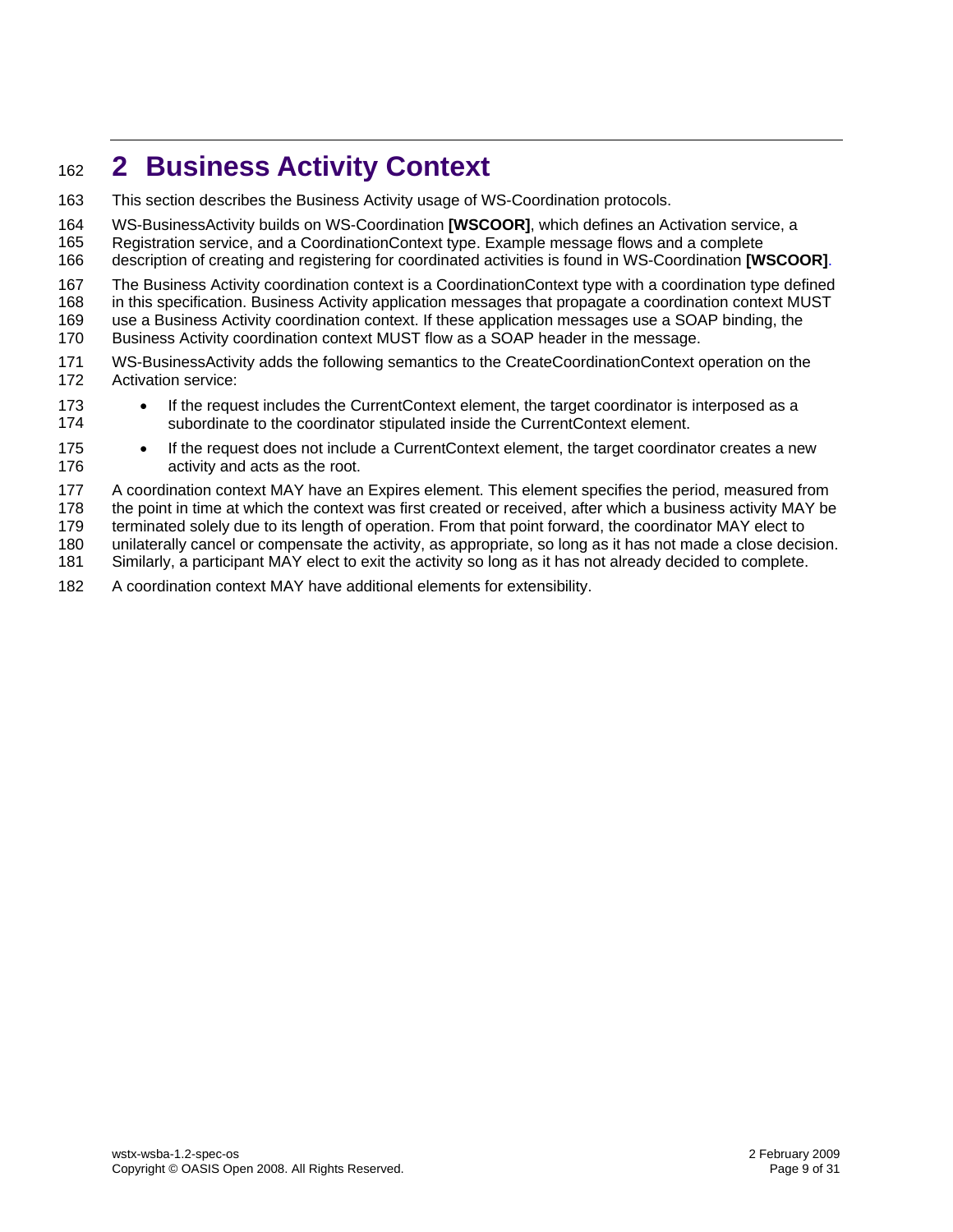# 2 Business Activity Context

This section describes the Business Activity usage of WS-Coordination protocols.

WS-BusinessActivity builds on WS-Coordination **[WSCOOR]**, which defines an Activation service, a Registration service, and a CoordinationContext type. Example message flows and a complete description of creating and registering for coordinated activities is found in WS-Coordination **[WSCOOR]**.

The Business Activity coordination context is a CoordinationContext type with a coordination type defined in this specification. Business Activity application messages that propagate a coordination context MUST use a Business Activity coordination context. If these application messages use a SOAP binding, the Business Activity coordination context MUST flow as a SOAP header in the message.

WS-BusinessActivity adds the following semantics to the CreateCoordinationContext operation on the Activation service:

- If the request includes the CurrentContext element, the target coordinator is interposed as a subordinate to the coordinator stipulated inside the CurrentContext element.
- If the request does not include a CurrentContext element, the target coordinator creates a new activity and acts as the root.

A coordination context MAY have an Expires element. This element specifies the period, measured from the point in time at which the context was first created or received, after which a business activity MAY be terminated solely due to its length of operation. From that point forward, the coordinator MAY elect to unilaterally cancel or compensate the activity, as appropriate, so long as it has not made a close decision. Similarly, a participant MAY elect to exit the activity so long as it has not already decided to complete.

A coordination context MAY have additional elements for extensibility.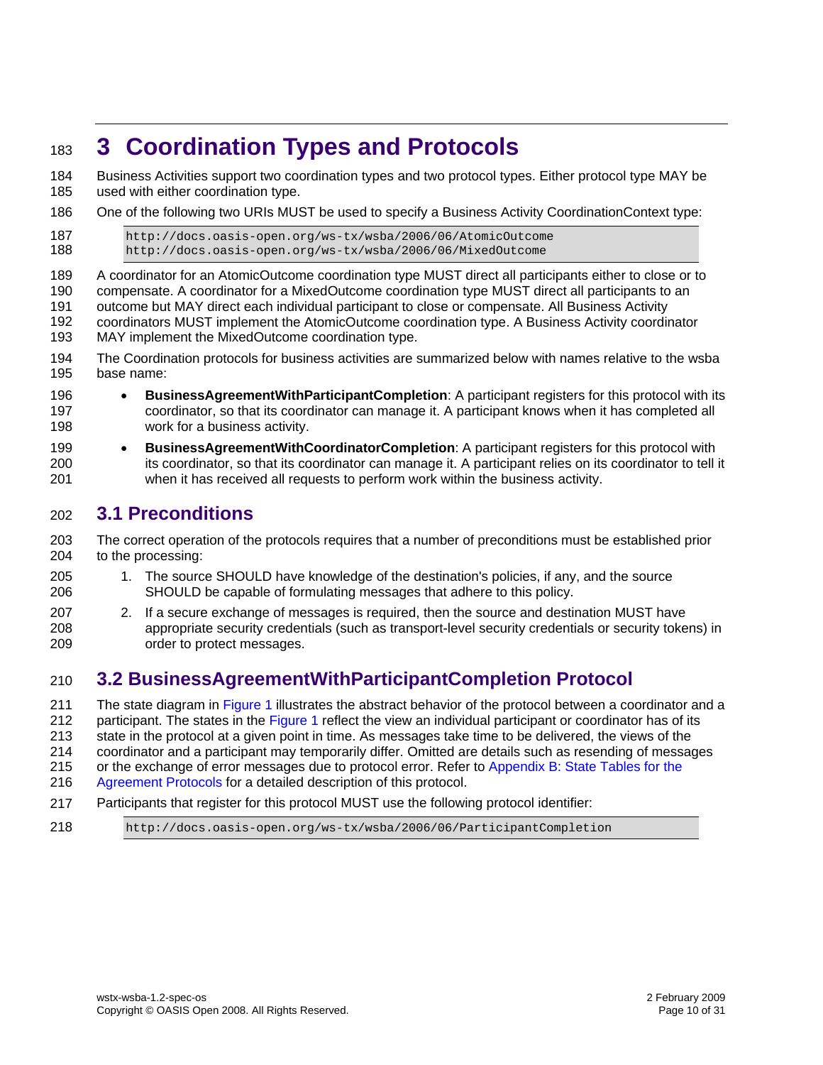# 3 Coordination Types and Protocols

Business Activities support two coordination types and two protocol types. Either protocol type MAY be used with either coordination type.

One of the following two URIs MUST be used to specify a Business Activity CoordinationContext type:

```
http://docs.oasis-open.org/ws-tx/wsba/2006/06/AtomicOutcome
http://docs.oasis-open.org/ws-tx/wsba/2006/06/MixedOutcome
```

A coordinator for an AtomicOutcome coordination type MUST direct all participants either to close or to compensate. A coordinator for a MixedOutcome coordination type MUST direct all participants to an outcome but MAY direct each individual participant to close or compensate. All Business Activity coordinators MUST implement the AtomicOutcome coordination type. A Business Activity coordinator MAY implement the MixedOutcome coordination type.

The Coordination protocols for business activities are summarized below with names relative to the wsba base name:

- **BusinessAgreementWithParticipantCompletion**: A participant registers for this protocol with its coordinator, so that its coordinator can manage it. A participant knows when it has completed all work for a business activity.
- **BusinessAgreementWithCoordinatorCompletion**: A participant registers for this protocol with its coordinator, so that its coordinator can manage it. A participant relies on its coordinator to tell it when it has received all requests to perform work within the business activity.

## 3.1 Preconditions

The correct operation of the protocols requires that a number of preconditions must be established prior to the processing:

1. The source SHOULD have knowledge of the destination's policies, if any, and the source SHOULD be capable of formulating messages that adhere to this policy.
2. If a secure exchange of messages is required, then the source and destination MUST have appropriate security credentials (such as transport-level security credentials or security tokens) in order to protect messages.

## 3.2 BusinessAgreementWithParticipantCompletion Protocol

The state diagram in Figure 1 illustrates the abstract behavior of the protocol between a coordinator and a participant. The states in the Figure 1 reflect the view an individual participant or coordinator has of its state in the protocol at a given point in time. As messages take time to be delivered, the views of the coordinator and a participant may temporarily differ. Omitted are details such as resending of messages or the exchange of error messages due to protocol error. Refer to Appendix B: State Tables for the Agreement Protocols for a detailed description of this protocol.

Participants that register for this protocol MUST use the following protocol identifier:

```
http://docs.oasis-open.org/ws-tx/wsba/2006/06/ParticipantCompletion
```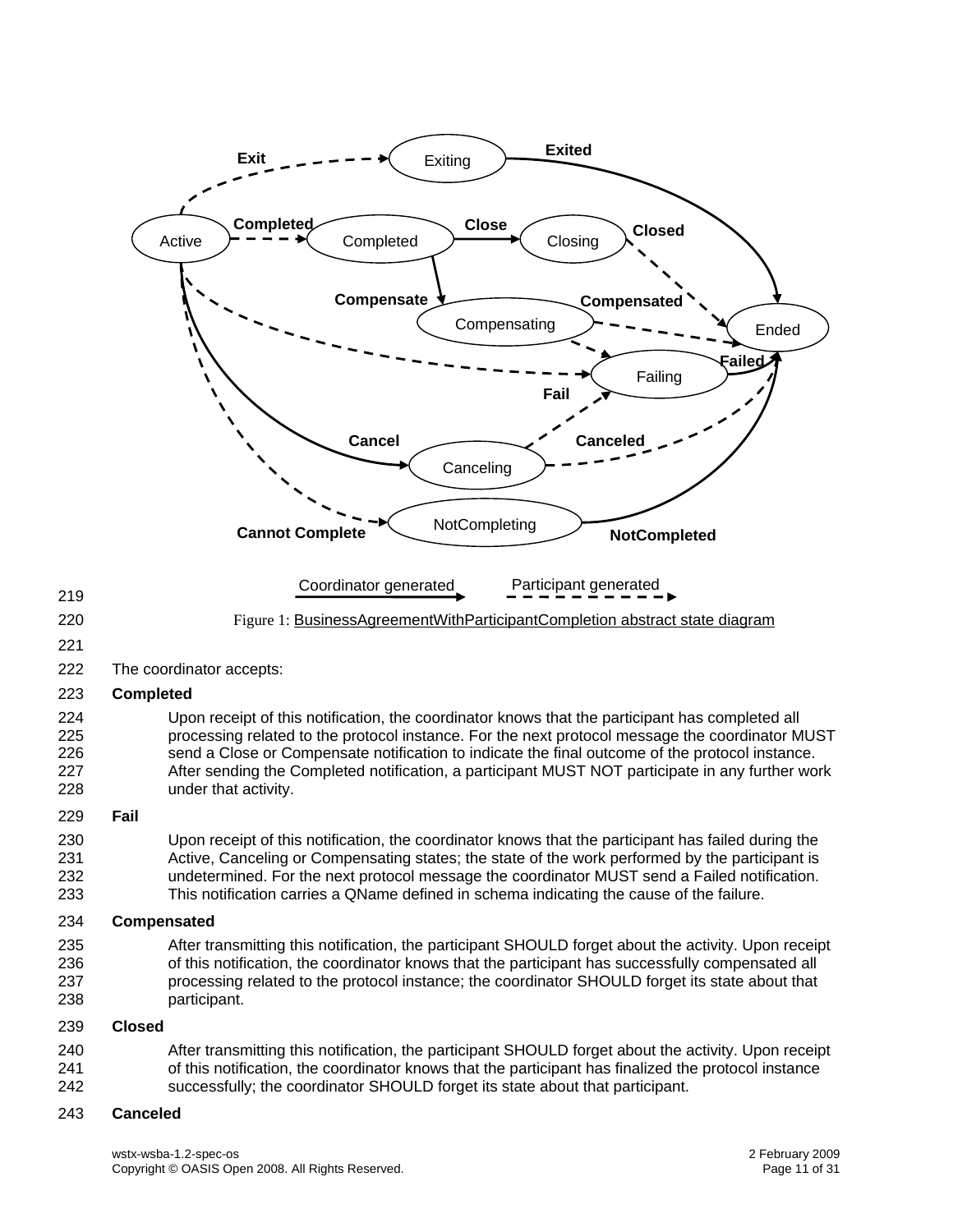Figure 1: BusinessAgreementWithParticipantCompletion abstract state diagram

The coordinator accepts:

**Completed**

Upon receipt of this notification, the coordinator knows that the participant has completed all processing related to the protocol instance. For the next protocol message the coordinator MUST send a Close or Compensate notification to indicate the final outcome of the protocol instance. After sending the Completed notification, a participant MUST NOT participate in any further work under that activity.

**Fail**

Upon receipt of this notification, the coordinator knows that the participant has failed during the Active, Canceling or Compensating states; the state of the work performed by the participant is undetermined. For the next protocol message the coordinator MUST send a Failed notification. This notification carries a QName defined in schema indicating the cause of the failure.

**Compensated**

After transmitting this notification, the participant SHOULD forget about the activity. Upon receipt of this notification, the coordinator knows that the participant has successfully compensated all processing related to the protocol instance; the coordinator SHOULD forget its state about that participant.

**Closed**

After transmitting this notification, the participant SHOULD forget about the activity. Upon receipt of this notification, the coordinator knows that the participant has finalized the protocol instance successfully; the coordinator SHOULD forget its state about that participant.

**Canceled**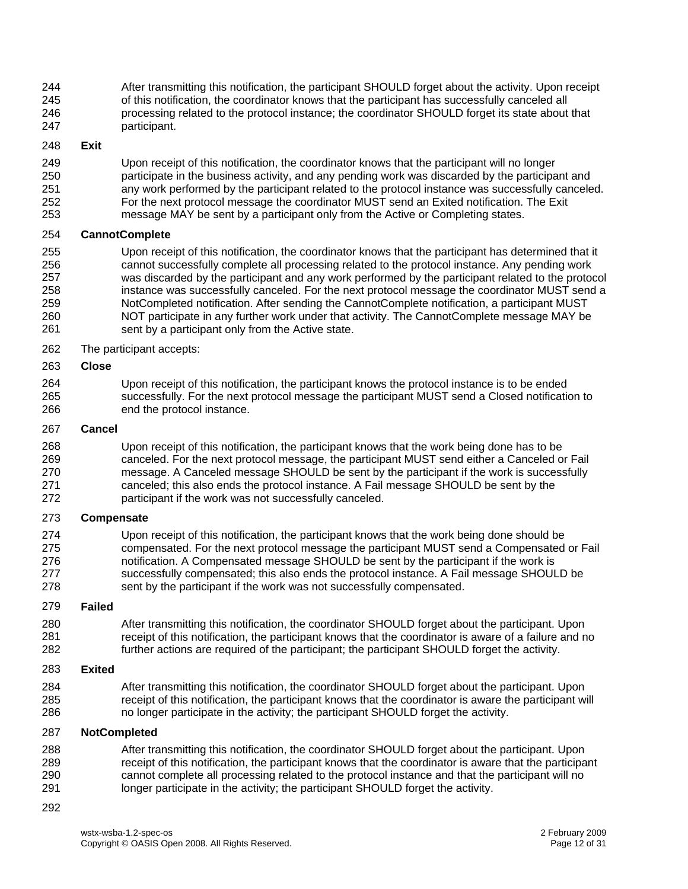After transmitting this notification, the participant SHOULD forget about the activity. Upon receipt of this notification, the coordinator knows that the participant has successfully canceled all processing related to the protocol instance; the coordinator SHOULD forget its state about that participant.

**Exit**

Upon receipt of this notification, the coordinator knows that the participant will no longer participate in the business activity, and any pending work was discarded by the participant and any work performed by the participant related to the protocol instance was successfully canceled. For the next protocol message the coordinator MUST send an Exited notification. The Exit message MAY be sent by a participant only from the Active or Completing states.

**CannotComplete**

Upon receipt of this notification, the coordinator knows that the participant has determined that it cannot successfully complete all processing related to the protocol instance. Any pending work was discarded by the participant and any work performed by the participant related to the protocol instance was successfully canceled. For the next protocol message the coordinator MUST send a NotCompleted notification. After sending the CannotComplete notification, a participant MUST NOT participate in any further work under that activity. The CannotComplete message MAY be sent by a participant only from the Active state.

The participant accepts:

**Close**

Upon receipt of this notification, the participant knows the protocol instance is to be ended successfully. For the next protocol message the participant MUST send a Closed notification to end the protocol instance.

**Cancel**

Upon receipt of this notification, the participant knows that the work being done has to be canceled. For the next protocol message, the participant MUST send either a Canceled or Fail message. A Canceled message SHOULD be sent by the participant if the work is successfully canceled; this also ends the protocol instance. A Fail message SHOULD be sent by the participant if the work was not successfully canceled.

**Compensate**

Upon receipt of this notification, the participant knows that the work being done should be compensated. For the next protocol message the participant MUST send a Compensated or Fail notification. A Compensated message SHOULD be sent by the participant if the work is successfully compensated; this also ends the protocol instance. A Fail message SHOULD be sent by the participant if the work was not successfully compensated.

**Failed**

After transmitting this notification, the coordinator SHOULD forget about the participant. Upon receipt of this notification, the participant knows that the coordinator is aware of a failure and no further actions are required of the participant; the participant SHOULD forget the activity.

**Exited**

After transmitting this notification, the coordinator SHOULD forget about the participant. Upon receipt of this notification, the participant knows that the coordinator is aware the participant will no longer participate in the activity; the participant SHOULD forget the activity.

**NotCompleted**

After transmitting this notification, the coordinator SHOULD forget about the participant. Upon receipt of this notification, the participant knows that the coordinator is aware that the participant cannot complete all processing related to the protocol instance and that the participant will no longer participate in the activity; the participant SHOULD forget the activity.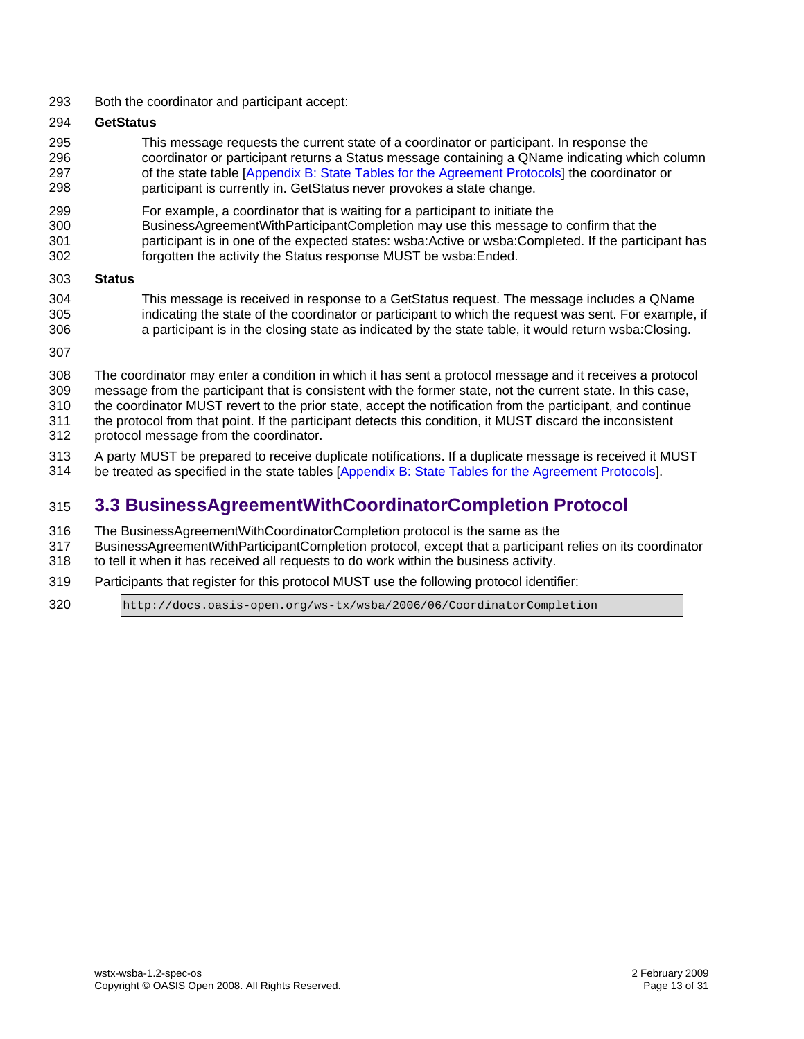Both the coordinator and participant accept:

**GetStatus**

This message requests the current state of a coordinator or participant. In response the coordinator or participant returns a Status message containing a QName indicating which column of the state table [Appendix B: State Tables for the Agreement Protocols] the coordinator or participant is currently in. GetStatus never provokes a state change.

For example, a coordinator that is waiting for a participant to initiate the BusinessAgreementWithParticipantCompletion may use this message to confirm that the participant is in one of the expected states: wsba:Active or wsba:Completed. If the participant has forgotten the activity the Status response MUST be wsba:Ended.

**Status**

This message is received in response to a GetStatus request. The message includes a QName indicating the state of the coordinator or participant to which the request was sent. For example, if a participant is in the closing state as indicated by the state table, it would return wsba:Closing.

The coordinator may enter a condition in which it has sent a protocol message and it receives a protocol message from the participant that is consistent with the former state, not the current state. In this case, the coordinator MUST revert to the prior state, accept the notification from the participant, and continue the protocol from that point. If the participant detects this condition, it MUST discard the inconsistent protocol message from the coordinator.

A party MUST be prepared to receive duplicate notifications. If a duplicate message is received it MUST be treated as specified in the state tables [Appendix B: State Tables for the Agreement Protocols].

## 3.3 BusinessAgreementWithCoordinatorCompletion Protocol

The BusinessAgreementWithCoordinatorCompletion protocol is the same as the BusinessAgreementWithParticipantCompletion protocol, except that a participant relies on its coordinator to tell it when it has received all requests to do work within the business activity.

Participants that register for this protocol MUST use the following protocol identifier:

```
http://docs.oasis-open.org/ws-tx/wsba/2006/06/CoordinatorCompletion
```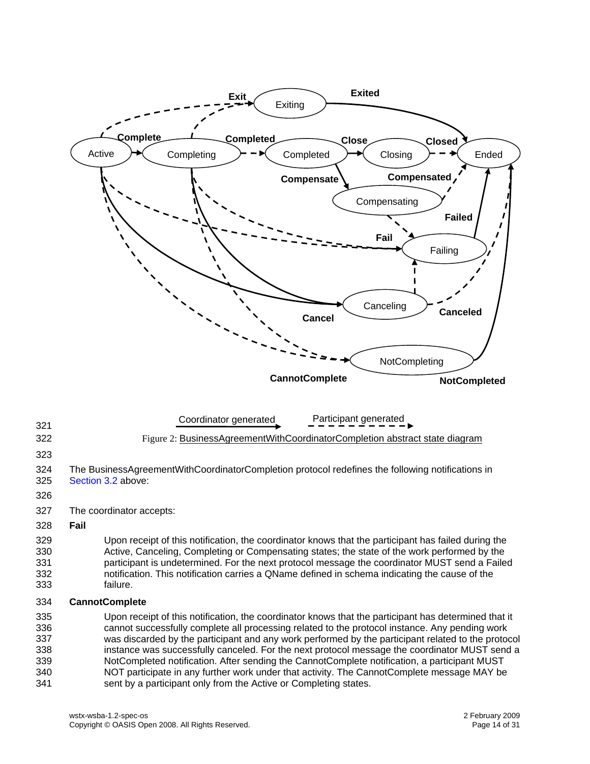Figure 2: BusinessAgreementWithCoordinatorCompletion abstract state diagram

The BusinessAgreementWithCoordinatorCompletion protocol redefines the following notifications in Section 3.2 above:

The coordinator accepts:

**Fail**

Upon receipt of this notification, the coordinator knows that the participant has failed during the Active, Canceling, Completing or Compensating states; the state of the work performed by the participant is undetermined. For the next protocol message the coordinator MUST send a Failed notification. This notification carries a QName defined in schema indicating the cause of the failure.

**CannotComplete**

Upon receipt of this notification, the coordinator knows that the participant has determined that it cannot successfully complete all processing related to the protocol instance. Any pending work was discarded by the participant and any work performed by the participant related to the protocol instance was successfully canceled. For the next protocol message the coordinator MUST send a NotCompleted notification. After sending the CannotComplete notification, a participant MUST NOT participate in any further work under that activity. The CannotComplete message MAY be sent by a participant only from the Active or Completing states.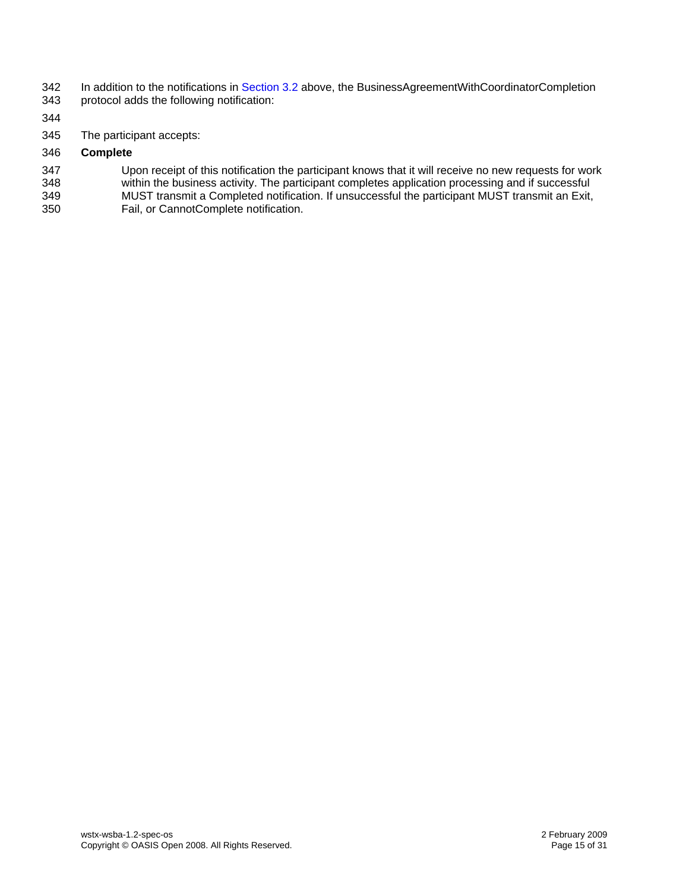In addition to the notifications in Section 3.2 above, the BusinessAgreementWithCoordinatorCompletion protocol adds the following notification:

The participant accepts:

**Complete**

Upon receipt of this notification the participant knows that it will receive no new requests for work within the business activity. The participant completes application processing and if successful MUST transmit a Completed notification. If unsuccessful the participant MUST transmit an Exit, Fail, or CannotComplete notification.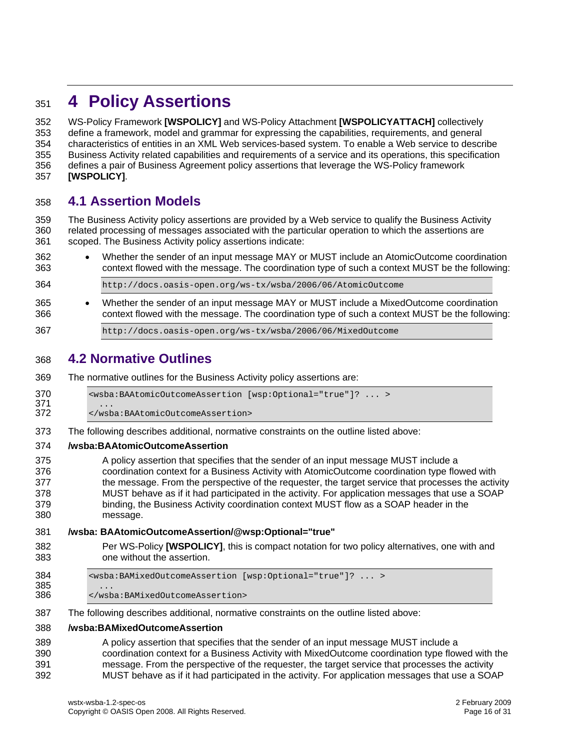# 4 Policy Assertions

WS-Policy Framework **[WSPOLICY]** and WS-Policy Attachment **[WSPOLICYATTACH]** collectively define a framework, model and grammar for expressing the capabilities, requirements, and general characteristics of entities in an XML Web services-based system. To enable a Web service to describe Business Activity related capabilities and requirements of a service and its operations, this specification defines a pair of Business Agreement policy assertions that leverage the WS-Policy framework **[WSPOLICY]**.

## 4.1 Assertion Models

The Business Activity policy assertions are provided by a Web service to qualify the Business Activity related processing of messages associated with the particular operation to which the assertions are scoped. The Business Activity policy assertions indicate:

- Whether the sender of an input message MAY or MUST include an AtomicOutcome coordination context flowed with the message. The coordination type of such a context MUST be the following:

  ```
  http://docs.oasis-open.org/ws-tx/wsba/2006/06/AtomicOutcome
  ```

- Whether the sender of an input message MAY or MUST include a MixedOutcome coordination context flowed with the message. The coordination type of such a context MUST be the following:

  ```
  http://docs.oasis-open.org/ws-tx/wsba/2006/06/MixedOutcome
  ```

## 4.2 Normative Outlines

The normative outlines for the Business Activity policy assertions are:

```
<wsba:BAAtomicOutcomeAssertion [wsp:Optional="true"]? ... >
  ...
</wsba:BAAtomicOutcomeAssertion>
```

The following describes additional, normative constraints on the outline listed above:

**/wsba:BAAtomicOutcomeAssertion**

A policy assertion that specifies that the sender of an input message MUST include a coordination context for a Business Activity with AtomicOutcome coordination type flowed with the message. From the perspective of the requester, the target service that processes the activity MUST behave as if it had participated in the activity. For application messages that use a SOAP binding, the Business Activity coordination context MUST flow as a SOAP header in the message.

**/wsba: BAAtomicOutcomeAssertion/@wsp:Optional="true"**

Per WS-Policy **[WSPOLICY]**, this is compact notation for two policy alternatives, one with and one without the assertion.

```
<wsba:BAMixedOutcomeAssertion [wsp:Optional="true"]? ... >
  ...
</wsba:BAMixedOutcomeAssertion>
```

The following describes additional, normative constraints on the outline listed above:

**/wsba:BAMixedOutcomeAssertion**

A policy assertion that specifies that the sender of an input message MUST include a coordination context for a Business Activity with MixedOutcome coordination type flowed with the message. From the perspective of the requester, the target service that processes the activity MUST behave as if it had participated in the activity. For application messages that use a SOAP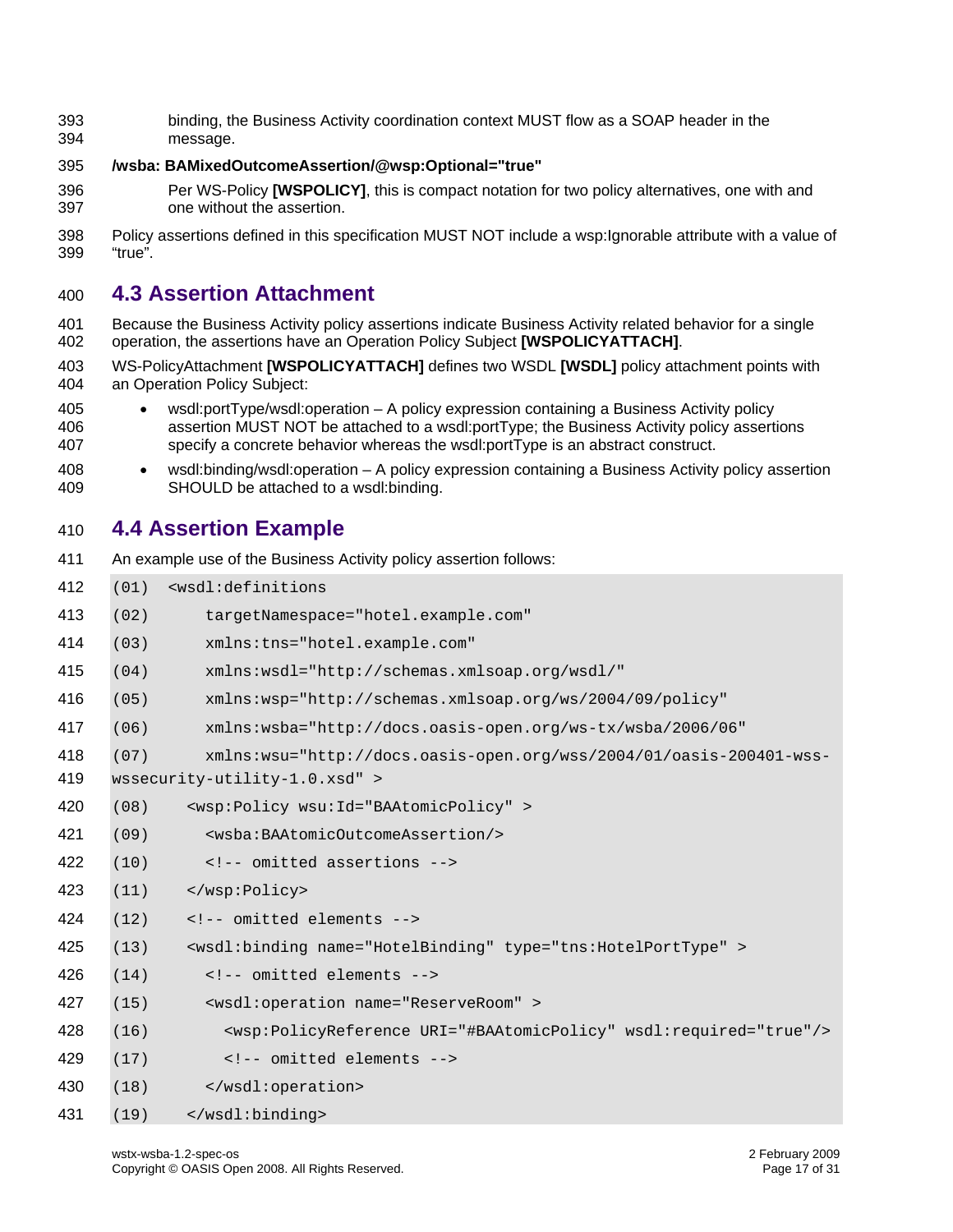binding, the Business Activity coordination context MUST flow as a SOAP header in the message.

**/wsba: BAMixedOutcomeAssertion/@wsp:Optional="true"**

Per WS-Policy **[WSPOLICY]**, this is compact notation for two policy alternatives, one with and one without the assertion.

Policy assertions defined in this specification MUST NOT include a wsp:Ignorable attribute with a value of "true".

## 4.3 Assertion Attachment

Because the Business Activity policy assertions indicate Business Activity related behavior for a single operation, the assertions have an Operation Policy Subject **[WSPOLICYATTACH]**.

WS-PolicyAttachment **[WSPOLICYATTACH]** defines two WSDL **[WSDL]** policy attachment points with an Operation Policy Subject:

- wsdl:portType/wsdl:operation – A policy expression containing a Business Activity policy assertion MUST NOT be attached to a wsdl:portType; the Business Activity policy assertions specify a concrete behavior whereas the wsdl:portType is an abstract construct.
- wsdl:binding/wsdl:operation – A policy expression containing a Business Activity policy assertion SHOULD be attached to a wsdl:binding.

## 4.4 Assertion Example

An example use of the Business Activity policy assertion follows:

```
(01)  <wsdl:definitions
(02)      targetNamespace="hotel.example.com"
(03)      xmlns:tns="hotel.example.com"
(04)      xmlns:wsdl="http://schemas.xmlsoap.org/wsdl/"
(05)      xmlns:wsp="http://schemas.xmlsoap.org/ws/2004/09/policy"
(06)      xmlns:wsba="http://docs.oasis-open.org/ws-tx/wsba/2006/06"
(07)      xmlns:wsu="http://docs.oasis-open.org/wss/2004/01/oasis-200401-wss-
wssecurity-utility-1.0.xsd" >
(08)    <wsp:Policy wsu:Id="BAAtomicPolicy" >
(09)      <wsba:BAAtomicOutcomeAssertion/>
(10)      <!-- omitted assertions -->
(11)    </wsp:Policy>
(12)    <!-- omitted elements -->
(13)    <wsdl:binding name="HotelBinding" type="tns:HotelPortType" >
(14)      <!-- omitted elements -->
(15)      <wsdl:operation name="ReserveRoom" >
(16)        <wsp:PolicyReference URI="#BAAtomicPolicy" wsdl:required="true"/>
(17)        <!-- omitted elements -->
(18)      </wsdl:operation>
(19)    </wsdl:binding>
```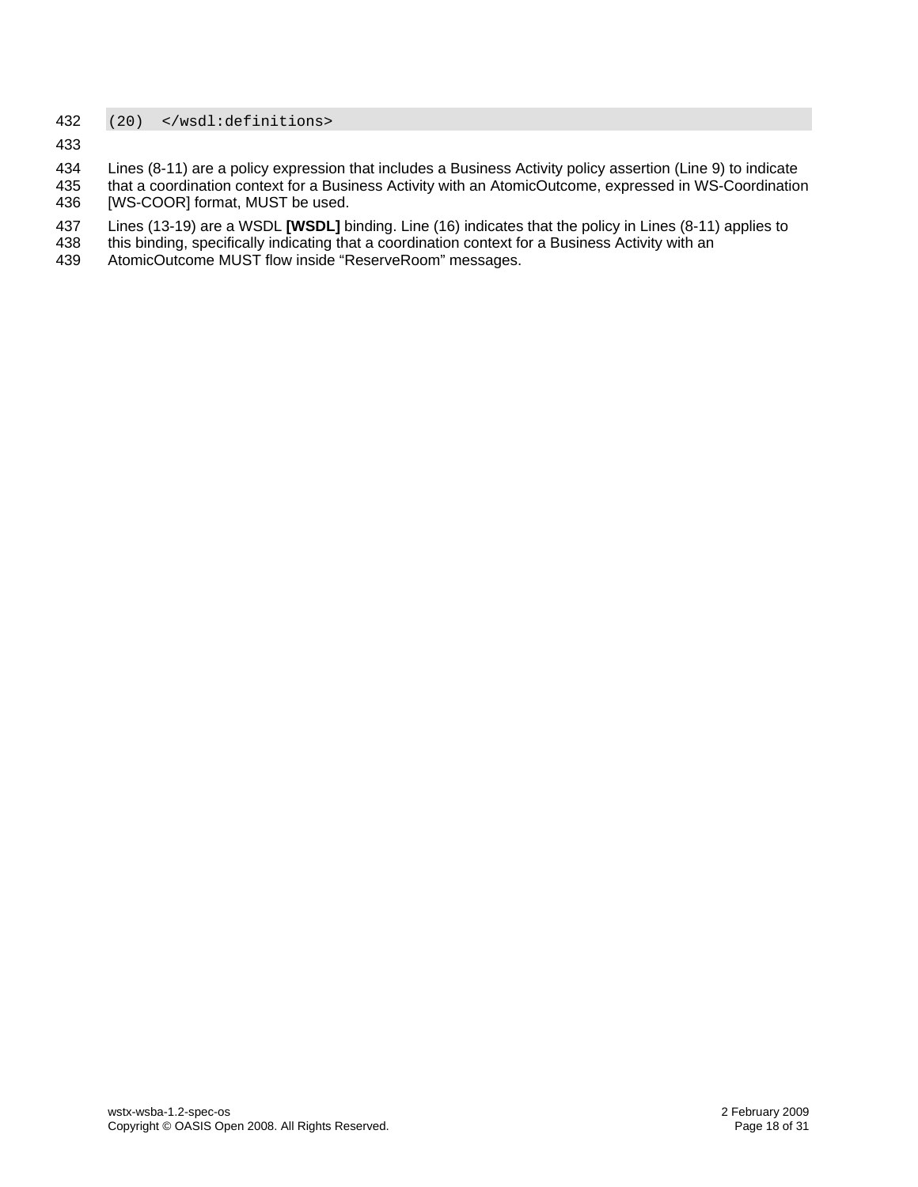```
(20)  </wsdl:definitions>
```

Lines (8-11) are a policy expression that includes a Business Activity policy assertion (Line 9) to indicate that a coordination context for a Business Activity with an AtomicOutcome, expressed in WS-Coordination [WS-COOR] format, MUST be used.

Lines (13-19) are a WSDL **[WSDL]** binding. Line (16) indicates that the policy in Lines (8-11) applies to this binding, specifically indicating that a coordination context for a Business Activity with an AtomicOutcome MUST flow inside "ReserveRoom" messages.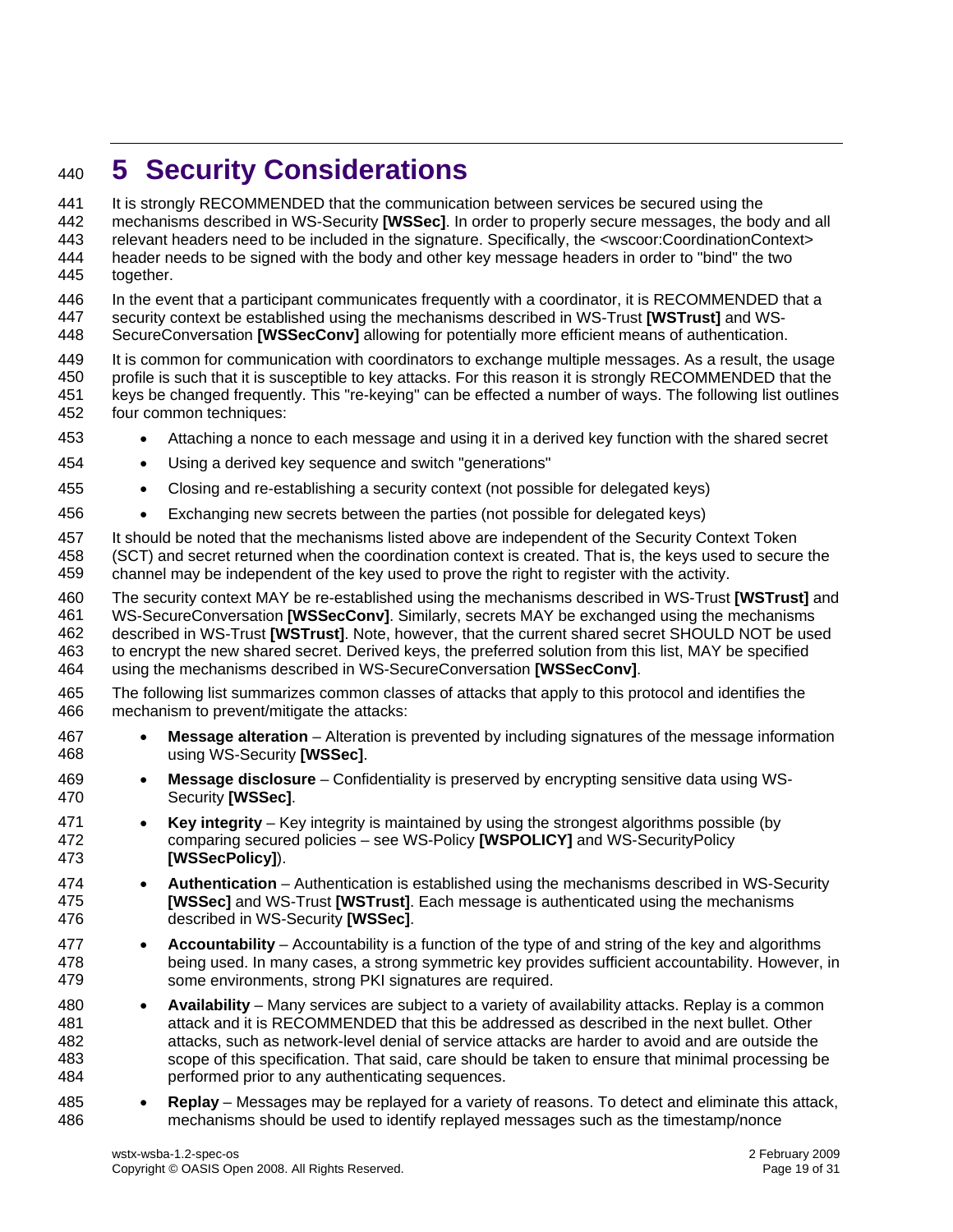# 5 Security Considerations

It is strongly RECOMMENDED that the communication between services be secured using the mechanisms described in WS-Security **[WSSec]**. In order to properly secure messages, the body and all relevant headers need to be included in the signature. Specifically, the <wscoor:CoordinationContext> header needs to be signed with the body and other key message headers in order to "bind" the two together.

In the event that a participant communicates frequently with a coordinator, it is RECOMMENDED that a security context be established using the mechanisms described in WS-Trust **[WSTrust]** and WS-SecureConversation **[WSSecConv]** allowing for potentially more efficient means of authentication.

It is common for communication with coordinators to exchange multiple messages. As a result, the usage profile is such that it is susceptible to key attacks. For this reason it is strongly RECOMMENDED that the keys be changed frequently. This "re-keying" can be effected a number of ways. The following list outlines four common techniques:

- Attaching a nonce to each message and using it in a derived key function with the shared secret
- Using a derived key sequence and switch "generations"
- Closing and re-establishing a security context (not possible for delegated keys)
- Exchanging new secrets between the parties (not possible for delegated keys)

It should be noted that the mechanisms listed above are independent of the Security Context Token (SCT) and secret returned when the coordination context is created. That is, the keys used to secure the channel may be independent of the key used to prove the right to register with the activity.

The security context MAY be re-established using the mechanisms described in WS-Trust **[WSTrust]** and WS-SecureConversation **[WSSecConv]**. Similarly, secrets MAY be exchanged using the mechanisms described in WS-Trust **[WSTrust]**. Note, however, that the current shared secret SHOULD NOT be used to encrypt the new shared secret. Derived keys, the preferred solution from this list, MAY be specified using the mechanisms described in WS-SecureConversation **[WSSecConv]**.

The following list summarizes common classes of attacks that apply to this protocol and identifies the mechanism to prevent/mitigate the attacks:

- **Message alteration** – Alteration is prevented by including signatures of the message information using WS-Security **[WSSec]**.
- **Message disclosure** – Confidentiality is preserved by encrypting sensitive data using WS-Security **[WSSec]**.
- **Key integrity** – Key integrity is maintained by using the strongest algorithms possible (by comparing secured policies – see WS-Policy **[WSPOLICY]** and WS-SecurityPolicy **[WSSecPolicy]**).
- **Authentication** – Authentication is established using the mechanisms described in WS-Security **[WSSec]** and WS-Trust **[WSTrust]**. Each message is authenticated using the mechanisms described in WS-Security **[WSSec]**.
- **Accountability** – Accountability is a function of the type of and string of the key and algorithms being used. In many cases, a strong symmetric key provides sufficient accountability. However, in some environments, strong PKI signatures are required.
- **Availability** – Many services are subject to a variety of availability attacks. Replay is a common attack and it is RECOMMENDED that this be addressed as described in the next bullet. Other attacks, such as network-level denial of service attacks are harder to avoid and are outside the scope of this specification. That said, care should be taken to ensure that minimal processing be performed prior to any authenticating sequences.
- **Replay** – Messages may be replayed for a variety of reasons. To detect and eliminate this attack, mechanisms should be used to identify replayed messages such as the timestamp/nonce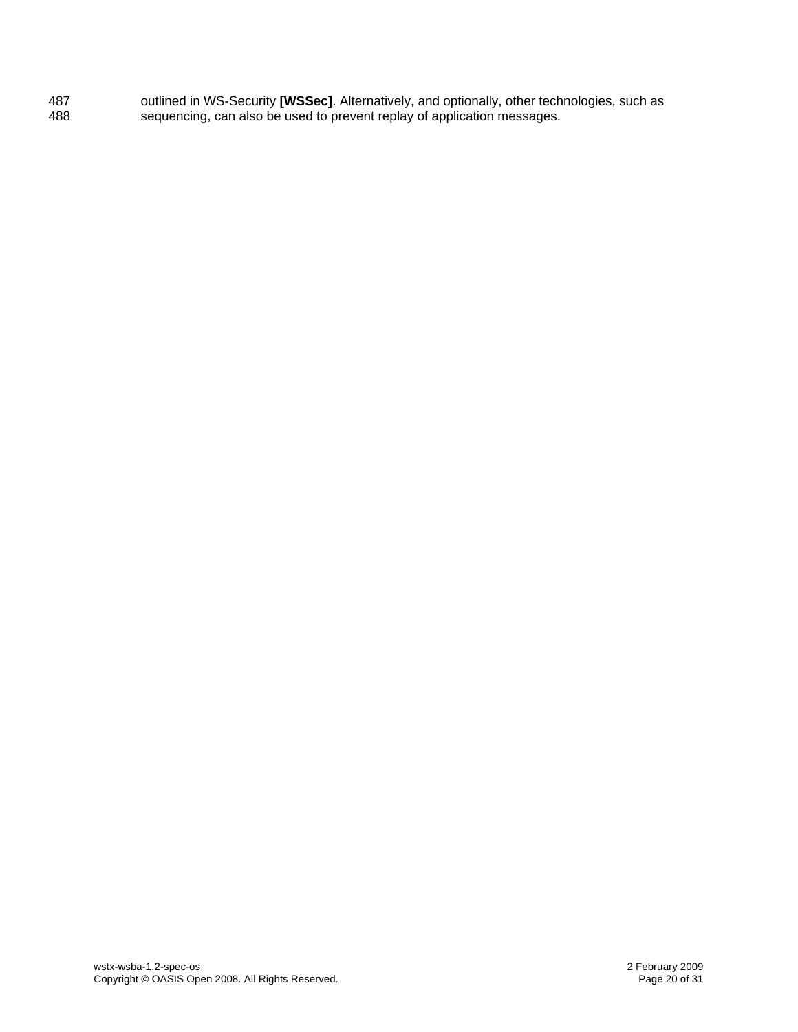outlined in WS-Security **[WSSec]**. Alternatively, and optionally, other technologies, such as sequencing, can also be used to prevent replay of application messages.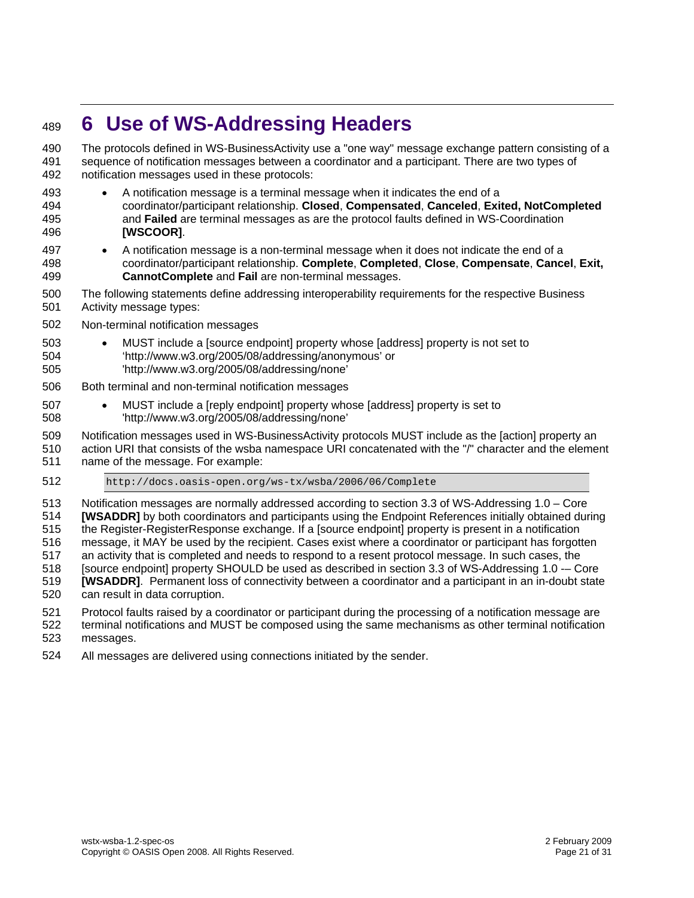# 6 Use of WS-Addressing Headers

The protocols defined in WS-BusinessActivity use a "one way" message exchange pattern consisting of a sequence of notification messages between a coordinator and a participant. There are two types of notification messages used in these protocols:

- A notification message is a terminal message when it indicates the end of a coordinator/participant relationship. **Closed**, **Compensated**, **Canceled**, **Exited, NotCompleted** and **Failed** are terminal messages as are the protocol faults defined in WS-Coordination **[WSCOOR]**.
- A notification message is a non-terminal message when it does not indicate the end of a coordinator/participant relationship. **Complete**, **Completed**, **Close**, **Compensate**, **Cancel**, **Exit, CannotComplete** and **Fail** are non-terminal messages.

The following statements define addressing interoperability requirements for the respective Business Activity message types:

Non-terminal notification messages

- MUST include a [source endpoint] property whose [address] property is not set to 'http://www.w3.org/2005/08/addressing/anonymous' or 'http://www.w3.org/2005/08/addressing/none'

Both terminal and non-terminal notification messages

- MUST include a [reply endpoint] property whose [address] property is set to 'http://www.w3.org/2005/08/addressing/none'

Notification messages used in WS-BusinessActivity protocols MUST include as the [action] property an action URI that consists of the wsba namespace URI concatenated with the "/" character and the element name of the message. For example:

```
http://docs.oasis-open.org/ws-tx/wsba/2006/06/Complete
```

Notification messages are normally addressed according to section 3.3 of WS-Addressing 1.0 – Core **[WSADDR]** by both coordinators and participants using the Endpoint References initially obtained during the Register-RegisterResponse exchange. If a [source endpoint] property is present in a notification message, it MAY be used by the recipient. Cases exist where a coordinator or participant has forgotten an activity that is completed and needs to respond to a resent protocol message. In such cases, the [source endpoint] property SHOULD be used as described in section 3.3 of WS-Addressing 1.0 -– Core **[WSADDR]**. Permanent loss of connectivity between a coordinator and a participant in an in-doubt state can result in data corruption.

Protocol faults raised by a coordinator or participant during the processing of a notification message are terminal notifications and MUST be composed using the same mechanisms as other terminal notification messages.

All messages are delivered using connections initiated by the sender.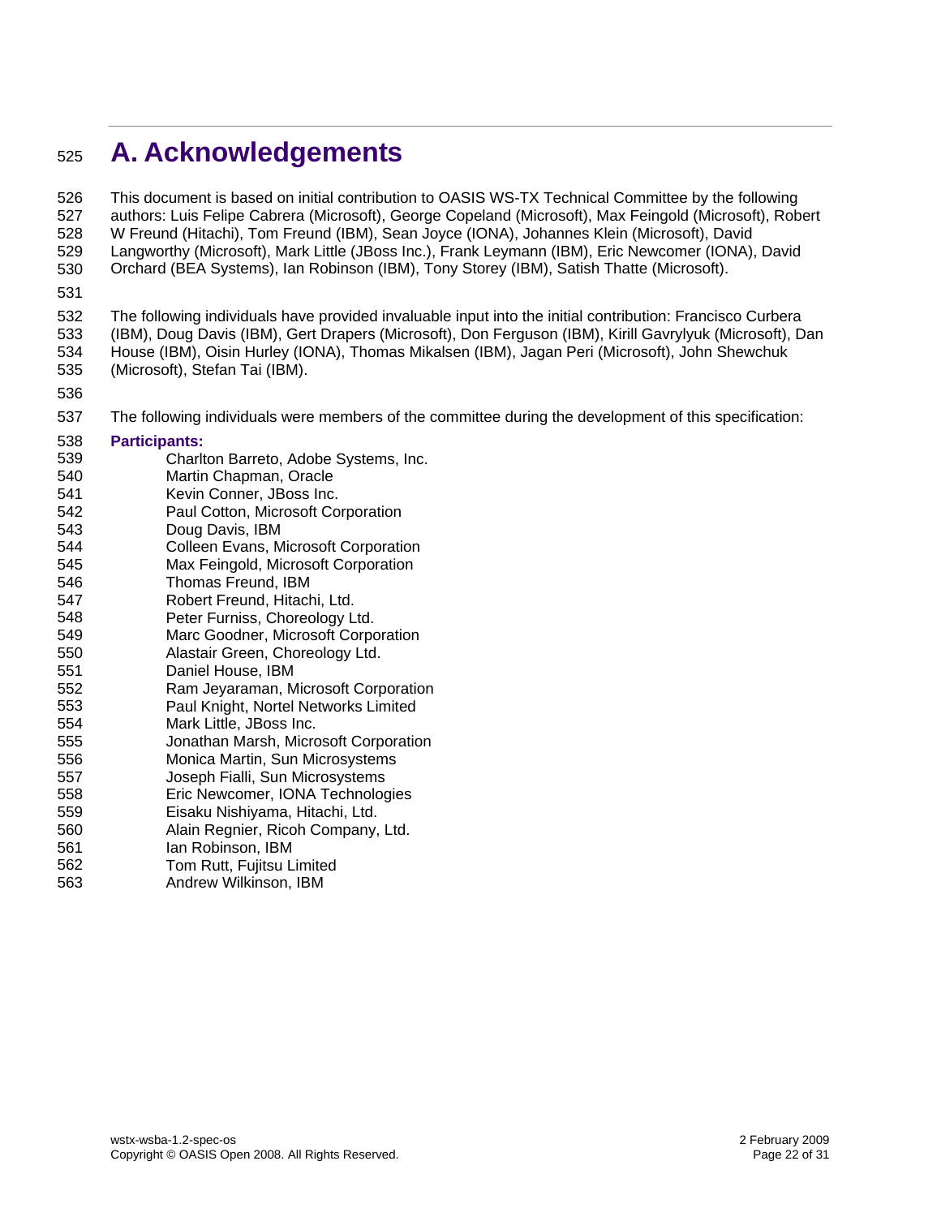# A. Acknowledgements

This document is based on initial contribution to OASIS WS-TX Technical Committee by the following authors: Luis Felipe Cabrera (Microsoft), George Copeland (Microsoft), Max Feingold (Microsoft), Robert W Freund (Hitachi), Tom Freund (IBM), Sean Joyce (IONA), Johannes Klein (Microsoft), David Langworthy (Microsoft), Mark Little (JBoss Inc.), Frank Leymann (IBM), Eric Newcomer (IONA), David Orchard (BEA Systems), Ian Robinson (IBM), Tony Storey (IBM), Satish Thatte (Microsoft).

The following individuals have provided invaluable input into the initial contribution: Francisco Curbera (IBM), Doug Davis (IBM), Gert Drapers (Microsoft), Don Ferguson (IBM), Kirill Gavrylyuk (Microsoft), Dan House (IBM), Oisin Hurley (IONA), Thomas Mikalsen (IBM), Jagan Peri (Microsoft), John Shewchuk (Microsoft), Stefan Tai (IBM).

The following individuals were members of the committee during the development of this specification:

**Participants:**

- Charlton Barreto, Adobe Systems, Inc.
- Martin Chapman, Oracle
- Kevin Conner, JBoss Inc.
- Paul Cotton, Microsoft Corporation
- Doug Davis, IBM
- Colleen Evans, Microsoft Corporation
- Max Feingold, Microsoft Corporation
- Thomas Freund, IBM
- Robert Freund, Hitachi, Ltd.
- Peter Furniss, Choreology Ltd.
- Marc Goodner, Microsoft Corporation
- Alastair Green, Choreology Ltd.
- Daniel House, IBM
- Ram Jeyaraman, Microsoft Corporation
- Paul Knight, Nortel Networks Limited
- Mark Little, JBoss Inc.
- Jonathan Marsh, Microsoft Corporation
- Monica Martin, Sun Microsystems
- Joseph Fialli, Sun Microsystems
- Eric Newcomer, IONA Technologies
- Eisaku Nishiyama, Hitachi, Ltd.
- Alain Regnier, Ricoh Company, Ltd.
- Ian Robinson, IBM
- Tom Rutt, Fujitsu Limited
- Andrew Wilkinson, IBM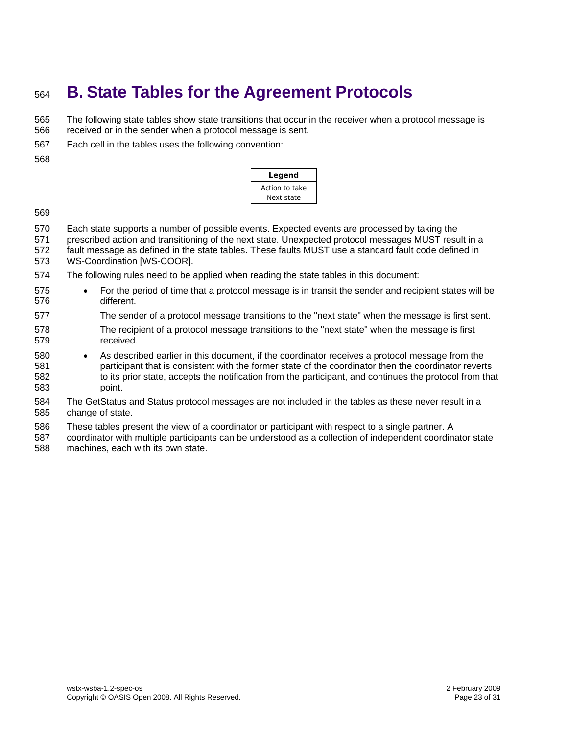# B. State Tables for the Agreement Protocols

The following state tables show state transitions that occur in the receiver when a protocol message is received or in the sender when a protocol message is sent.

Each cell in the tables uses the following convention:

| Legend |
| --- |
| Action to take<br>Next state |

Each state supports a number of possible events. Expected events are processed by taking the prescribed action and transitioning of the next state. Unexpected protocol messages MUST result in a fault message as defined in the state tables. These faults MUST use a standard fault code defined in WS-Coordination [WS-COOR].

The following rules need to be applied when reading the state tables in this document:

- For the period of time that a protocol message is in transit the sender and recipient states will be different.

  The sender of a protocol message transitions to the "next state" when the message is first sent.

  The recipient of a protocol message transitions to the "next state" when the message is first received.

- As described earlier in this document, if the coordinator receives a protocol message from the participant that is consistent with the former state of the coordinator then the coordinator reverts to its prior state, accepts the notification from the participant, and continues the protocol from that point.

The GetStatus and Status protocol messages are not included in the tables as these never result in a change of state.

These tables present the view of a coordinator or participant with respect to a single partner. A coordinator with multiple participants can be understood as a collection of independent coordinator state machines, each with its own state.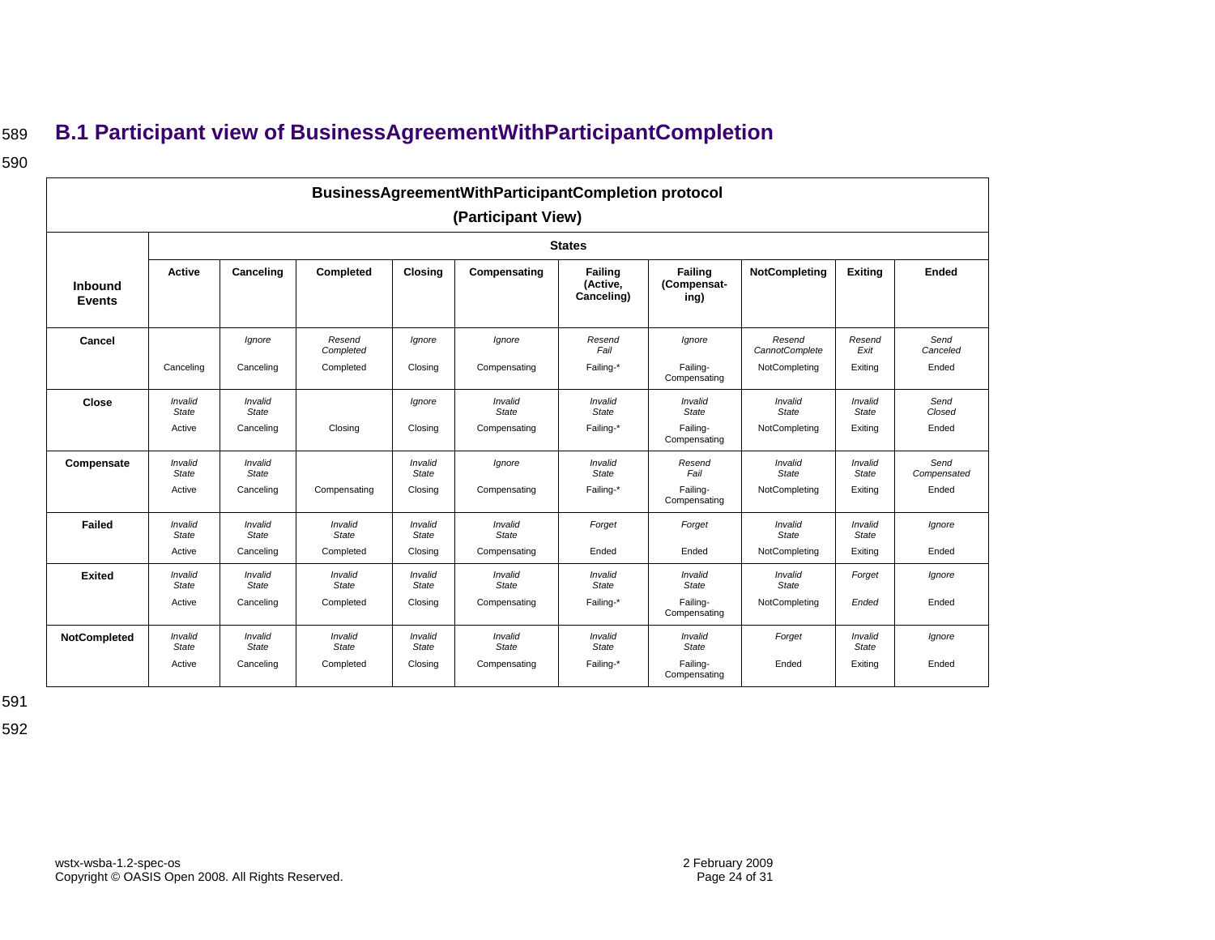## B.1 Participant view of BusinessAgreementWithParticipantCompletion

**BusinessAgreementWithParticipantCompletion protocol**

**(Participant View)**

| Inbound Events | States | | | | | | | | | |
|---|---|---|---|---|---|---|---|---|---|---|
| | **Active** | **Canceling** | **Completed** | **Closing** | **Compensating** | **Failing (Active, Canceling)** | **Failing (Compensat-ing)** | **NotCompleting** | **Exiting** | **Ended** |
| **Cancel** | Canceling | *Ignore* Canceling | *Resend Completed* Completed | *Ignore* Closing | *Ignore* Compensating | *Resend Fail* Failing-* | *Ignore* Failing-Compensating | *Resend CannotComplete* NotCompleting | *Resend Exit* Exiting | *Send Canceled* Ended |
| **Close** | *Invalid State* Active | *Invalid State* Canceling | Closing | *Ignore* Closing | *Invalid State* Compensating | *Invalid State* Failing-* | *Invalid State* Failing-Compensating | *Invalid State* NotCompleting | *Invalid State* Exiting | *Send Closed* Ended |
| **Compensate** | *Invalid State* Active | *Invalid State* Canceling | Compensating | *Invalid State* Closing | *Ignore* Compensating | *Invalid State* Failing-* | *Resend Fail* Failing-Compensating | *Invalid State* NotCompleting | *Invalid State* Exiting | *Send Compensated* Ended |
| **Failed** | *Invalid State* Active | *Invalid State* Canceling | *Invalid State* Completed | *Invalid State* Closing | *Invalid State* Compensating | *Forget* Ended | *Forget* Ended | *Invalid State* NotCompleting | *Invalid State* Exiting | *Ignore* Ended |
| **Exited** | *Invalid State* Active | *Invalid State* Canceling | *Invalid State* Completed | *Invalid State* Closing | *Invalid State* Compensating | *Invalid State* Failing-* | *Invalid State* Failing-Compensating | *Invalid State* NotCompleting | *Forget* *Ended* | *Ignore* Ended |
| **NotCompleted** | *Invalid State* Active | *Invalid State* Canceling | *Invalid State* Completed | *Invalid State* Closing | *Invalid State* Compensating | *Invalid State* Failing-* | *Invalid State* Failing-Compensating | *Forget* Ended | *Invalid State* Exiting | *Ignore* Ended |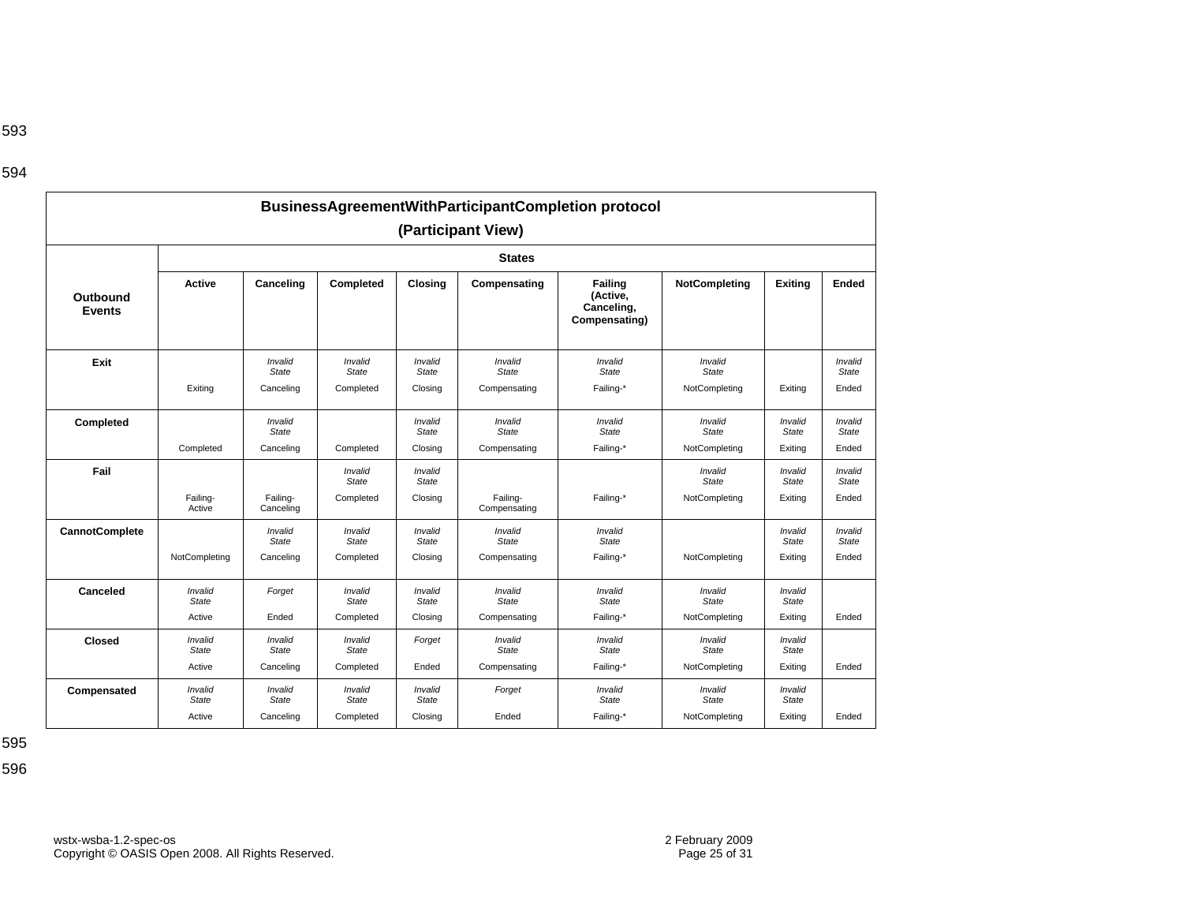| BusinessAgreementWithParticipantCompletion protocol (Participant View) | | | | | | | | | |
|---|---|---|---|---|---|---|---|---|---|
| | **States** | | | | | | | | |
| **Outbound Events** | **Active** | **Canceling** | **Completed** | **Closing** | **Compensating** | **Failing (Active, Canceling, Compensating)** | **NotCompleting** | **Exiting** | **Ended** |
| **Exit** | Exiting | *Invalid State* Canceling | *Invalid State* Completed | *Invalid State* Closing | *Invalid State* Compensating | *Invalid State* Failing-* | *Invalid State* NotCompleting | Exiting | *Invalid State* Ended |
| **Completed** | Completed | *Invalid State* Canceling | Completed | *Invalid State* Closing | *Invalid State* Compensating | *Invalid State* Failing-* | *Invalid State* NotCompleting | *Invalid State* Exiting | *Invalid State* Ended |
| **Fail** | Failing-Active | Failing-Canceling | *Invalid State* Completed | *Invalid State* Closing | Failing-Compensating | Failing-* | *Invalid State* NotCompleting | *Invalid State* Exiting | *Invalid State* Ended |
| **CannotComplete** | NotCompleting | *Invalid State* Canceling | *Invalid State* Completed | *Invalid State* Closing | *Invalid State* Compensating | *Invalid State* Failing-* | NotCompleting | *Invalid State* Exiting | *Invalid State* Ended |
| **Canceled** | *Invalid State* Active | *Forget* Ended | *Invalid State* Completed | *Invalid State* Closing | *Invalid State* Compensating | *Invalid State* Failing-* | *Invalid State* NotCompleting | *Invalid State* Exiting | Ended |
| **Closed** | *Invalid State* Active | *Invalid State* Canceling | *Invalid State* Completed | *Forget* Ended | *Invalid State* Compensating | *Invalid State* Failing-* | *Invalid State* NotCompleting | *Invalid State* Exiting | Ended |
| **Compensated** | *Invalid State* Active | *Invalid State* Canceling | *Invalid State* Completed | *Invalid State* Closing | *Forget* Ended | *Invalid State* Failing-* | *Invalid State* NotCompleting | *Invalid State* Exiting | Ended |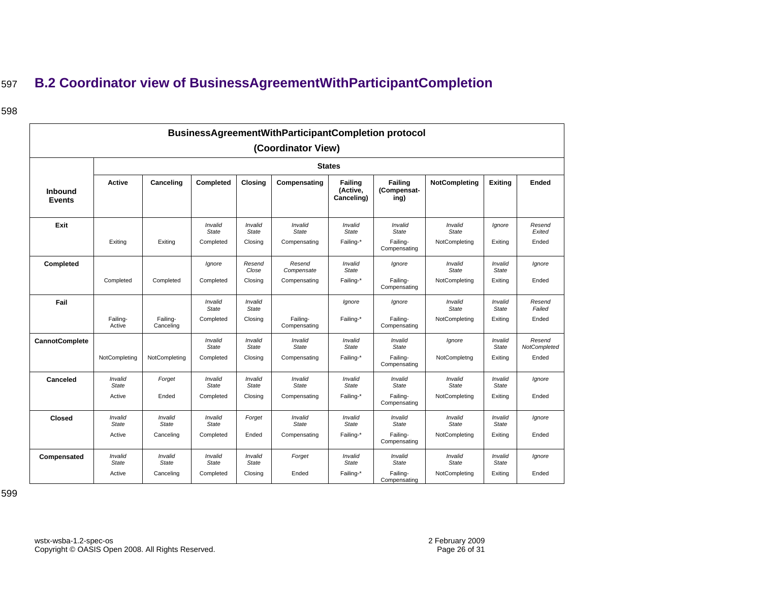## B.2 Coordinator view of BusinessAgreementWithParticipantCompletion

**BusinessAgreementWithParticipantCompletion protocol (Coordinator View)**

| Inbound Events | States | | | | | | | | | |
|---|---|---|---|---|---|---|---|---|---|---|
| | **Active** | **Canceling** | **Completed** | **Closing** | **Compensating** | **Failing (Active, Canceling)** | **Failing (Compensat-ing)** | **NotCompleting** | **Exiting** | **Ended** |
| **Exit** | Exiting | Exiting | *Invalid State* Completed | *Invalid State* Closing | *Invalid State* Compensating | *Invalid State* Failing-* | *Invalid State* Failing-Compensating | *Invalid State* NotCompleting | *Ignore* Exiting | *Resend Exited* Ended |
| **Completed** | Completed | Completed | *Ignore* Completed | *Resend Close* Closing | *Resend Compensate* Compensating | *Invalid State* Failing-* | *Ignore* Failing-Compensating | *Invalid State* NotCompleting | *Invalid State* Exiting | *Ignore* Ended |
| **Fail** | Failing-Active | Failing-Canceling | *Invalid State* Completed | *Invalid State* Closing | Failing-Compensating | *Ignore* Failing-* | *Ignore* Failing-Compensating | *Invalid State* NotCompleting | *Invalid State* Exiting | *Resend Failed* Ended |
| **CannotComplete** | NotCompleting | NotCompleting | *Invalid State* Completed | *Invalid State* Closing | *Invalid State* Compensating | *Invalid State* Failing-* | *Invalid State* Failing-Compensating | *Ignore* NotCompletng | *Invalid State* Exiting | *Resend NotCompleted* Ended |
| **Canceled** | *Invalid State* Active | *Forget* Ended | *Invalid State* Completed | *Invalid State* Closing | *Invalid State* Compensating | *Invalid State* Failing-* | *Invalid State* Failing-Compensating | *Invalid State* NotCompleting | *Invalid State* Exiting | *Ignore* Ended |
| **Closed** | *Invalid State* Active | *Invalid State* Canceling | *Invalid State* Completed | *Forget* Ended | *Invalid State* Compensating | *Invalid State* Failing-* | *Invalid State* Failing-Compensating | *Invalid State* NotCompleting | *Invalid State* Exiting | *Ignore* Ended |
| **Compensated** | *Invalid State* Active | *Invalid State* Canceling | *Invalid State* Completed | *Invalid State* Closing | *Forget* Ended | *Invalid State* Failing-* | *Invalid State* Failing-Compensating | *Invalid State* NotCompleting | *Invalid State* Exiting | *Ignore* Ended |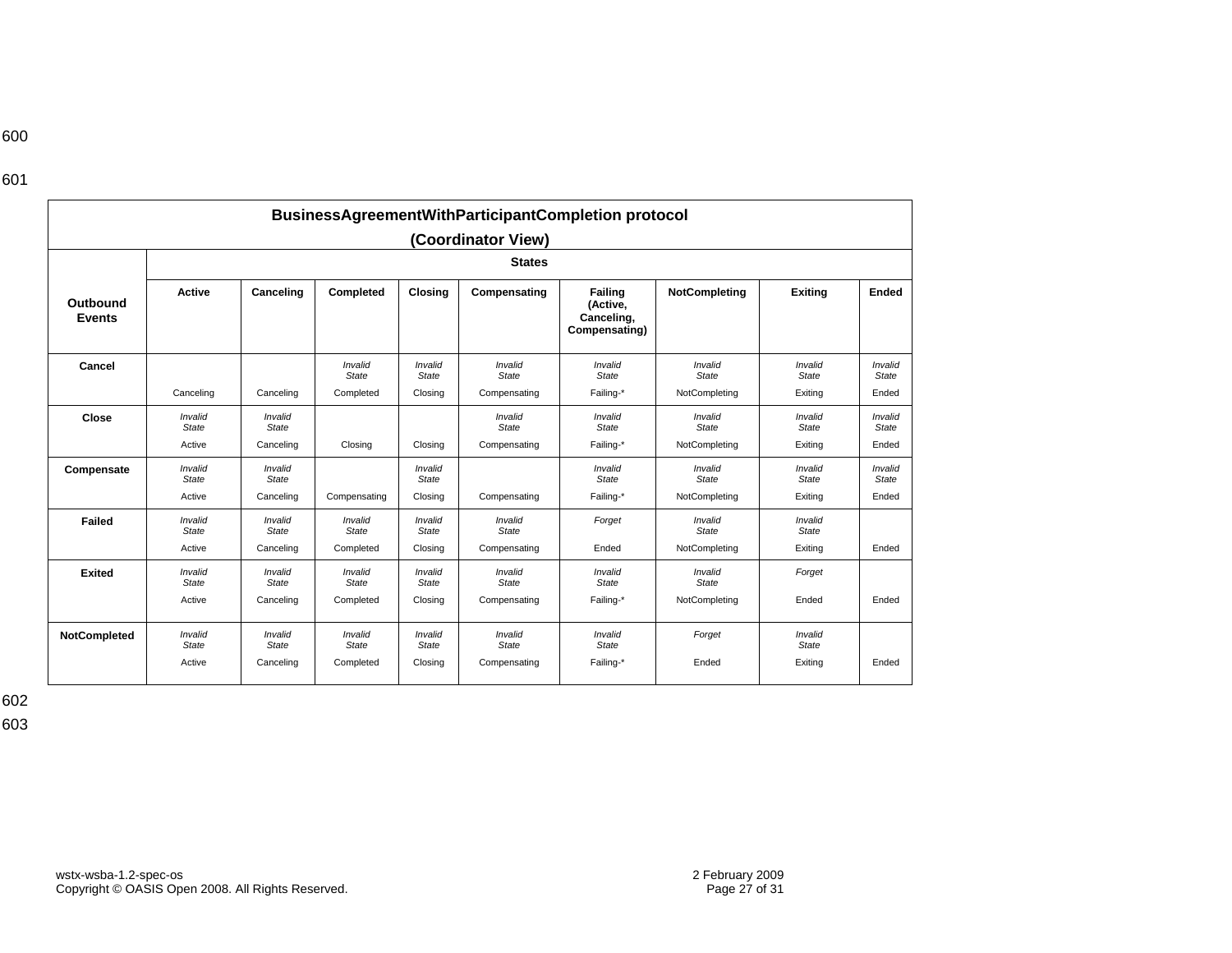| BusinessAgreementWithParticipantCompletion protocol (Coordinator View) | | | | | | | | | |
|---|---|---|---|---|---|---|---|---|---|
| | States | | | | | | | | |
| **Outbound Events** | **Active** | **Canceling** | **Completed** | **Closing** | **Compensating** | **Failing (Active, Canceling, Compensating)** | **NotCompleting** | **Exiting** | **Ended** |
| **Cancel** | Canceling | Canceling | *Invalid State* Completed | *Invalid State* Closing | *Invalid State* Compensating | *Invalid State* Failing-* | *Invalid State* NotCompleting | *Invalid State* Exiting | *Invalid State* Ended |
| **Close** | *Invalid State* Active | *Invalid State* Canceling | Closing | Closing | *Invalid State* Compensating | *Invalid State* Failing-* | *Invalid State* NotCompleting | *Invalid State* Exiting | *Invalid State* Ended |
| **Compensate** | *Invalid State* Active | *Invalid State* Canceling | Compensating | *Invalid State* Closing | Compensating | *Invalid State* Failing-* | *Invalid State* NotCompleting | *Invalid State* Exiting | *Invalid State* Ended |
| **Failed** | *Invalid State* Active | *Invalid State* Canceling | *Invalid State* Completed | *Invalid State* Closing | *Invalid State* Compensating | *Forget* Ended | *Invalid State* NotCompleting | *Invalid State* Exiting | Ended |
| **Exited** | *Invalid State* Active | *Invalid State* Canceling | *Invalid State* Completed | *Invalid State* Closing | *Invalid State* Compensating | *Invalid State* Failing-* | *Invalid State* NotCompleting | *Forget* Ended | Ended |
| **NotCompleted** | *Invalid State* Active | *Invalid State* Canceling | *Invalid State* Completed | *Invalid State* Closing | *Invalid State* Compensating | *Invalid State* Failing-* | *Forget* Ended | *Invalid State* Exiting | Ended |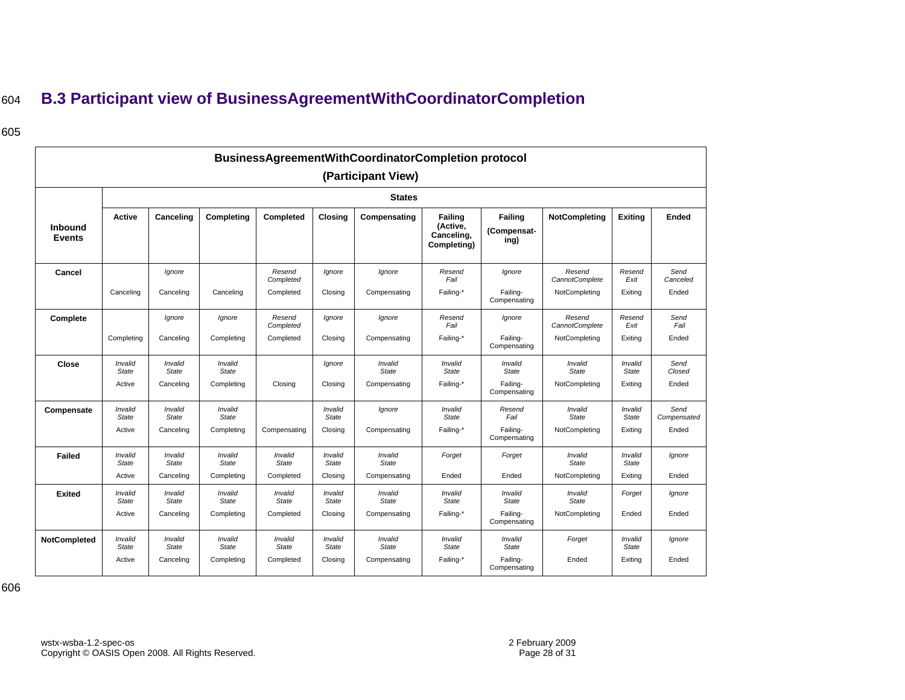## B.3 Participant view of BusinessAgreementWithCoordinatorCompletion

| BusinessAgreementWithCoordinatorCompletion protocol (Participant View) | | | | | | | | | | | |
|---|---|---|---|---|---|---|---|---|---|---|---|
| | States | | | | | | | | | | |
| **Inbound Events** | **Active** | **Canceling** | **Completing** | **Completed** | **Closing** | **Compensating** | **Failing (Active, Canceling, Completing)** | **Failing (Compensat-ing)** | **NotCompleting** | **Exiting** | **Ended** |
| **Cancel** | Canceling | *Ignore* Canceling | Canceling | *Resend Completed* Completed | *Ignore* Closing | *Ignore* Compensating | *Resend Fail* Failing-* | *Ignore* Failing-Compensating | *Resend CannotComplete* NotCompleting | *Resend Exit* Exiting | *Send Canceled* Ended |
| **Complete** | Completing | *Ignore* Canceling | *Ignore* Completing | *Resend Completed* Completed | *Ignore* Closing | *Ignore* Compensating | *Resend Fail* Failing-* | *Ignore* Failing-Compensating | *Resend CannotComplete* NotCompleting | *Resend Exit* Exiting | *Send Fail* Ended |
| **Close** | *Invalid State* Active | *Invalid State* Canceling | *Invalid State* Completing | Closing | *Ignore* Closing | *Invalid State* Compensating | *Invalid State* Failing-* | *Invalid State* Failing-Compensating | *Invalid State* NotCompleting | *Invalid State* Exiting | *Send Closed* Ended |
| **Compensate** | *Invalid State* Active | *Invalid State* Canceling | *Invalid State* Completing | Compensating | *Invalid State* Closing | *Ignore* Compensating | *Invalid State* Failing-* | *Resend Fail* Failing-Compensating | *Invalid State* NotCompleting | *Invalid State* Exiting | *Send Compensated* Ended |
| **Failed** | *Invalid State* Active | *Invalid State* Canceling | *Invalid State* Completing | *Invalid State* Completed | *Invalid State* Closing | *Invalid State* Compensating | *Forget* Ended | *Forget* Ended | *Invalid State* NotCompleting | *Invalid State* Exiting | *Ignore* Ended |
| **Exited** | *Invalid State* Active | *Invalid State* Canceling | *Invalid State* Completing | *Invalid State* Completed | *Invalid State* Closing | *Invalid State* Compensating | *Invalid State* Failing-* | *Invalid State* Failing-Compensating | *Invalid State* NotCompleting | *Forget* Ended | *Ignore* Ended |
| **NotCompleted** | *Invalid State* Active | *Invalid State* Canceling | *Invalid State* Completing | *Invalid State* Completed | *Invalid State* Closing | *Invalid State* Compensating | *Invalid State* Failing-* | *Invalid State* Failing-Compensating | *Forget* Ended | *Invalid State* Exiting | *Ignore* Ended |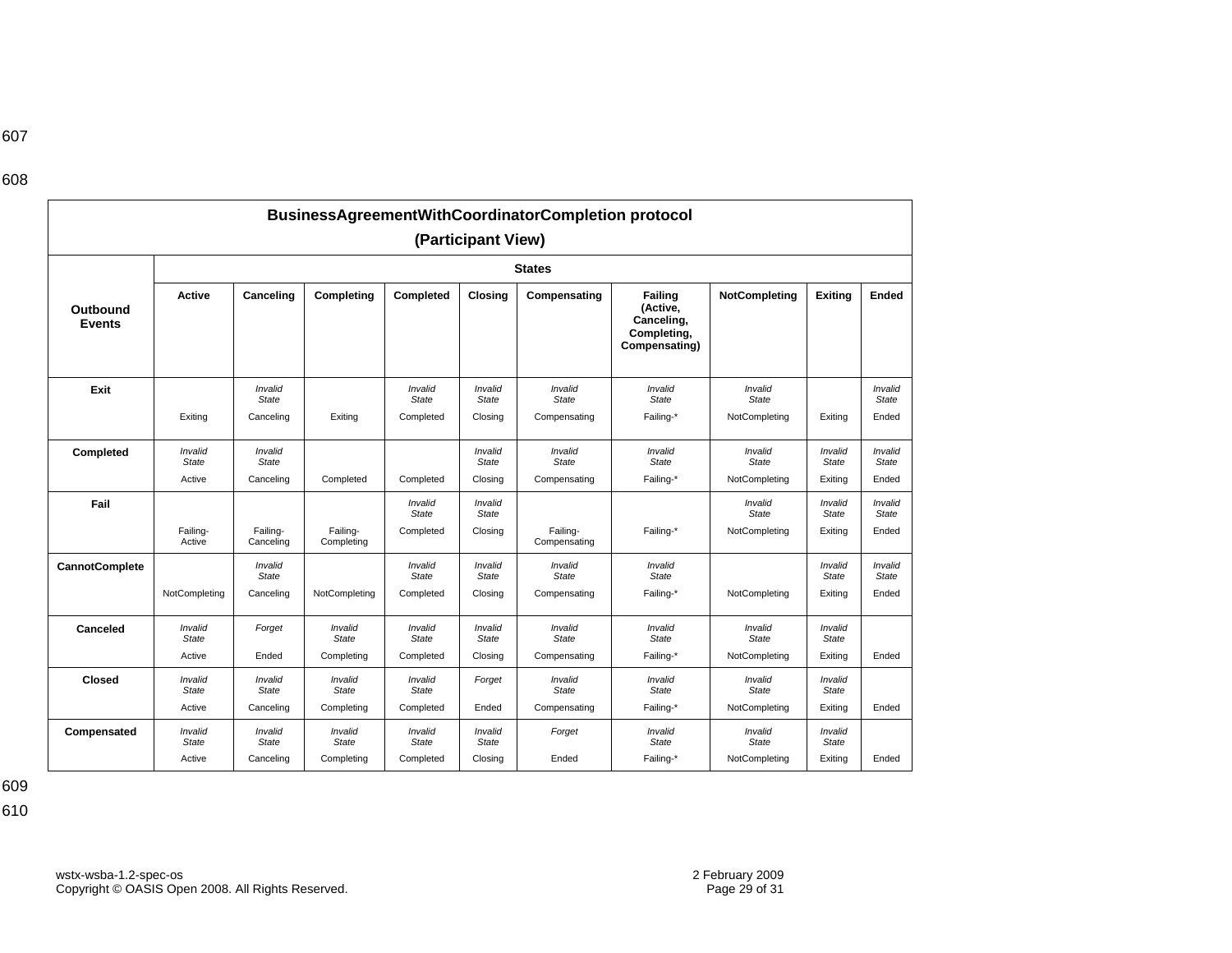| BusinessAgreementWithCoordinatorCompletion protocol (Participant View) | | | | | | | | | | |
|---|---|---|---|---|---|---|---|---|---|---|
| | **States** | | | | | | | | | |
| **Outbound Events** | **Active** | **Canceling** | **Completing** | **Completed** | **Closing** | **Compensating** | **Failing (Active, Canceling, Completing, Compensating)** | **NotCompleting** | **Exiting** | **Ended** |
| **Exit** | Exiting | *Invalid State* Canceling | Exiting | *Invalid State* Completed | *Invalid State* Closing | *Invalid State* Compensating | *Invalid State* Failing-* | *Invalid State* NotCompleting | Exiting | *Invalid State* Ended |
| **Completed** | *Invalid State* Active | *Invalid State* Canceling | Completed | Completed | *Invalid State* Closing | *Invalid State* Compensating | *Invalid State* Failing-* | *Invalid State* NotCompleting | *Invalid State* Exiting | *Invalid State* Ended |
| **Fail** | Failing-Active | Failing-Canceling | Failing-Completing | *Invalid State* Completed | *Invalid State* Closing | Failing-Compensating | Failing-* | *Invalid State* NotCompleting | *Invalid State* Exiting | *Invalid State* Ended |
| **CannotComplete** | NotCompleting | *Invalid State* Canceling | NotCompleting | *Invalid State* Completed | *Invalid State* Closing | *Invalid State* Compensating | *Invalid State* Failing-* | NotCompleting | *Invalid State* Exiting | *Invalid State* Ended |
| **Canceled** | *Invalid State* Active | *Forget* Ended | *Invalid State* Completing | *Invalid State* Completed | *Invalid State* Closing | *Invalid State* Compensating | *Invalid State* Failing-* | *Invalid State* NotCompleting | *Invalid State* Exiting | Ended |
| **Closed** | *Invalid State* Active | *Invalid State* Canceling | *Invalid State* Completing | *Invalid State* Completed | *Forget* Ended | *Invalid State* Compensating | *Invalid State* Failing-* | *Invalid State* NotCompleting | *Invalid State* Exiting | Ended |
| **Compensated** | *Invalid State* Active | *Invalid State* Canceling | *Invalid State* Completing | *Invalid State* Completed | *Invalid State* Closing | *Forget* Ended | *Invalid State* Failing-* | *Invalid State* NotCompleting | *Invalid State* Exiting | Ended |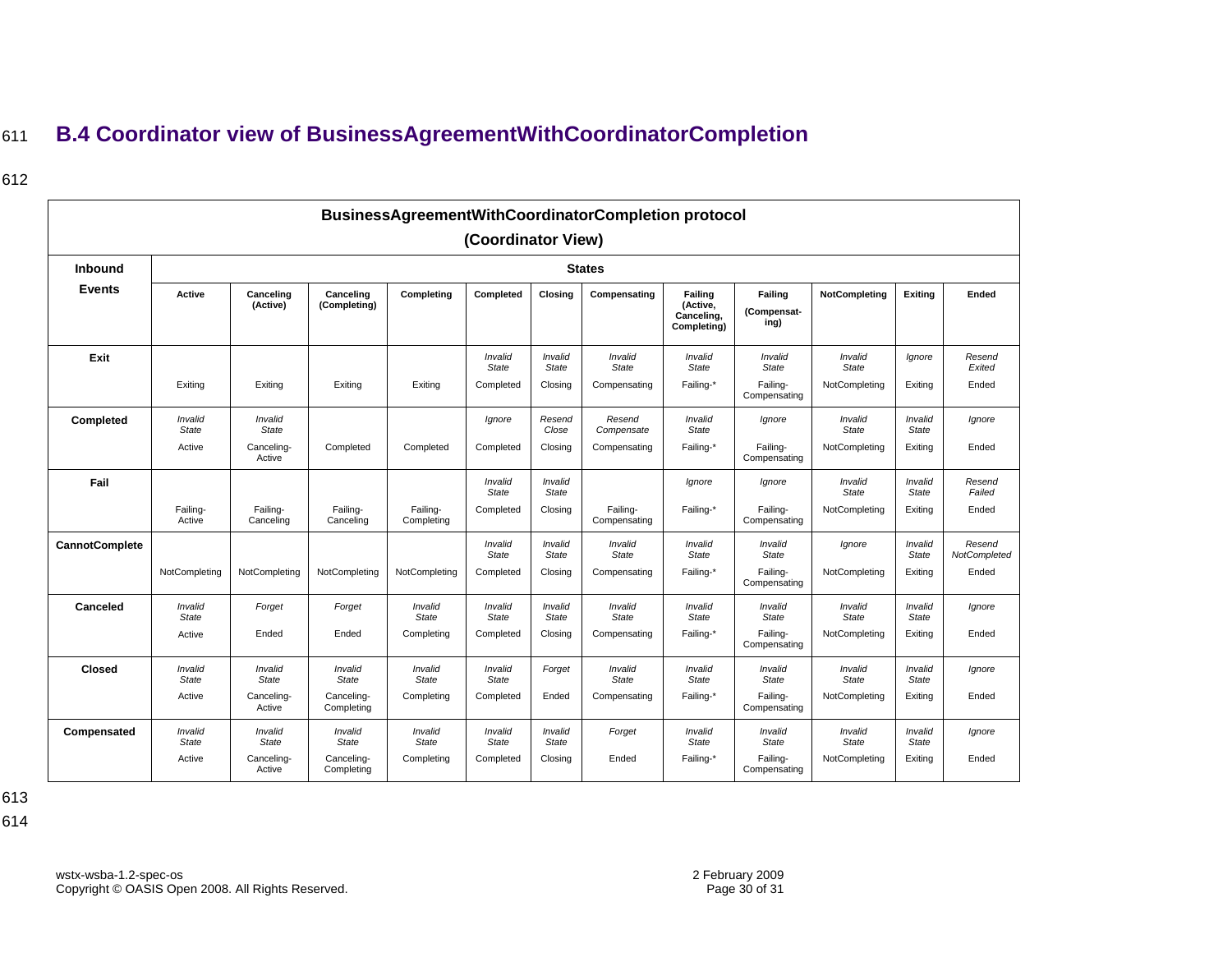## B.4 Coordinator view of BusinessAgreementWithCoordinatorCompletion

| BusinessAgreementWithCoordinatorCompletion protocol (Coordinator View) | | | | | | | | | | | | |
|---|---|---|---|---|---|---|---|---|---|---|---|---|
| **Inbound Events** | **States** | | | | | | | | | | | |
| | **Active** | **Canceling (Active)** | **Canceling (Completing)** | **Completing** | **Completed** | **Closing** | **Compensating** | **Failing (Active, Canceling, Completing)** | **Failing (Compensat-ing)** | **NotCompleting** | **Exiting** | **Ended** |
| **Exit** | Exiting | Exiting | Exiting | Exiting | *Invalid State* Completed | *Invalid State* Closing | *Invalid State* Compensating | *Invalid State* Failing-* | *Invalid State* Failing-Compensating | *Invalid State* NotCompleting | *Ignore* Exiting | *Resend Exited* Ended |
| **Completed** | *Invalid State* Active | *Invalid State* Canceling-Active | Completed | Completed | *Ignore* Completed | *Resend Close* Closing | *Resend Compensate* Compensating | *Invalid State* Failing-* | *Ignore* Failing-Compensating | *Invalid State* NotCompleting | *Invalid State* Exiting | *Ignore* Ended |
| **Fail** | Failing-Active | Failing-Canceling | Failing-Canceling | Failing-Completing | *Invalid State* Completed | *Invalid State* Closing | Failing-Compensating | *Ignore* Failing-* | *Ignore* Failing-Compensating | *Invalid State* NotCompleting | *Invalid State* Exiting | *Resend Failed* Ended |
| **CannotComplete** | NotCompleting | NotCompleting | NotCompleting | NotCompleting | *Invalid State* Completed | *Invalid State* Closing | *Invalid State* Compensating | *Invalid State* Failing-* | *Invalid State* Failing-Compensating | *Ignore* NotCompleting | *Invalid State* Exiting | *Resend NotCompleted* Ended |
| **Canceled** | *Invalid State* Active | *Forget* Ended | *Forget* Ended | *Invalid State* Completing | *Invalid State* Completed | *Invalid State* Closing | *Invalid State* Compensating | *Invalid State* Failing-* | *Invalid State* Failing-Compensating | *Invalid State* NotCompleting | *Invalid State* Exiting | *Ignore* Ended |
| **Closed** | *Invalid State* Active | *Invalid State* Canceling-Active | *Invalid State* Canceling-Completing | *Invalid State* Completing | *Invalid State* Completed | *Forget* Ended | *Invalid State* Compensating | *Invalid State* Failing-* | *Invalid State* Failing-Compensating | *Invalid State* NotCompleting | *Invalid State* Exiting | *Ignore* Ended |
| **Compensated** | *Invalid State* Active | *Invalid State* Canceling-Active | *Invalid State* Canceling-Completing | *Invalid State* Completing | *Invalid State* Completed | *Invalid State* Closing | *Forget* Ended | *Invalid State* Failing-* | *Invalid State* Failing-Compensating | *Invalid State* NotCompleting | *Invalid State* Exiting | *Ignore* Ended |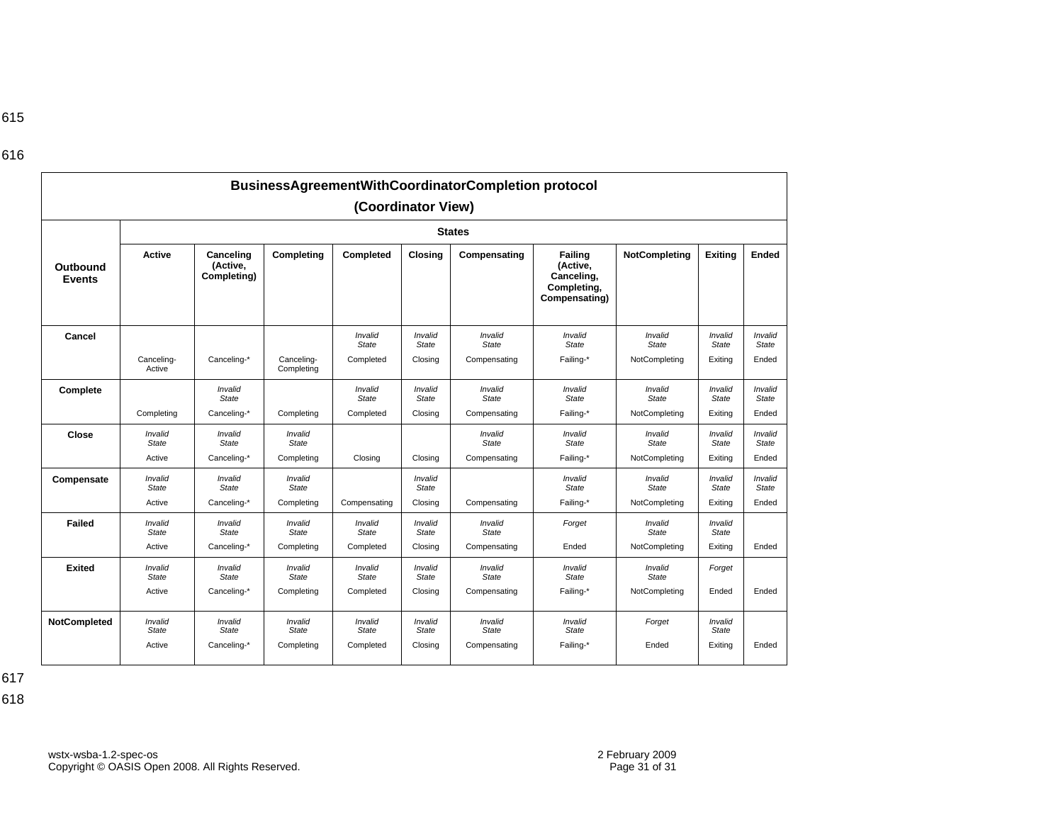| BusinessAgreementWithCoordinatorCompletion protocol (Coordinator View) | | | | | | | | | | |
|---|---|---|---|---|---|---|---|---|---|---|
| | States | | | | | | | | | |
| Outbound Events | Active | Canceling (Active, Completing) | Completing | Completed | Closing | Compensating | Failing (Active, Canceling, Completing, Compensating) | NotCompleting | Exiting | Ended |
| **Cancel** | Canceling-Active | Canceling-* | Canceling-Completing | *Invalid State* Completed | *Invalid State* Closing | *Invalid State* Compensating | *Invalid State* Failing-* | *Invalid State* NotCompleting | *Invalid State* Exiting | *Invalid State* Ended |
| **Complete** | Completing | *Invalid State* Canceling-* | Completing | *Invalid State* Completed | *Invalid State* Closing | *Invalid State* Compensating | *Invalid State* Failing-* | *Invalid State* NotCompleting | *Invalid State* Exiting | *Invalid State* Ended |
| **Close** | *Invalid State* Active | *Invalid State* Canceling-* | *Invalid State* Completing | Closing | Closing | *Invalid State* Compensating | *Invalid State* Failing-* | *Invalid State* NotCompleting | *Invalid State* Exiting | *Invalid State* Ended |
| **Compensate** | *Invalid State* Active | *Invalid State* Canceling-* | *Invalid State* Completing | Compensating | *Invalid State* Closing | Compensating | *Invalid State* Failing-* | *Invalid State* NotCompleting | *Invalid State* Exiting | *Invalid State* Ended |
| **Failed** | *Invalid State* Active | *Invalid State* Canceling-* | *Invalid State* Completing | *Invalid State* Completed | *Invalid State* Closing | *Invalid State* Compensating | *Forget* Ended | *Invalid State* NotCompleting | *Invalid State* Exiting | Ended |
| **Exited** | *Invalid State* Active | *Invalid State* Canceling-* | *Invalid State* Completing | *Invalid State* Completed | *Invalid State* Closing | *Invalid State* Compensating | *Invalid State* Failing-* | *Invalid State* NotCompleting | *Forget* Ended | Ended |
| **NotCompleted** | *Invalid State* Active | *Invalid State* Canceling-* | *Invalid State* Completing | *Invalid State* Completed | *Invalid State* Closing | *Invalid State* Compensating | *Invalid State* Failing-* | *Forget* Ended | *Invalid State* Exiting | Ended |